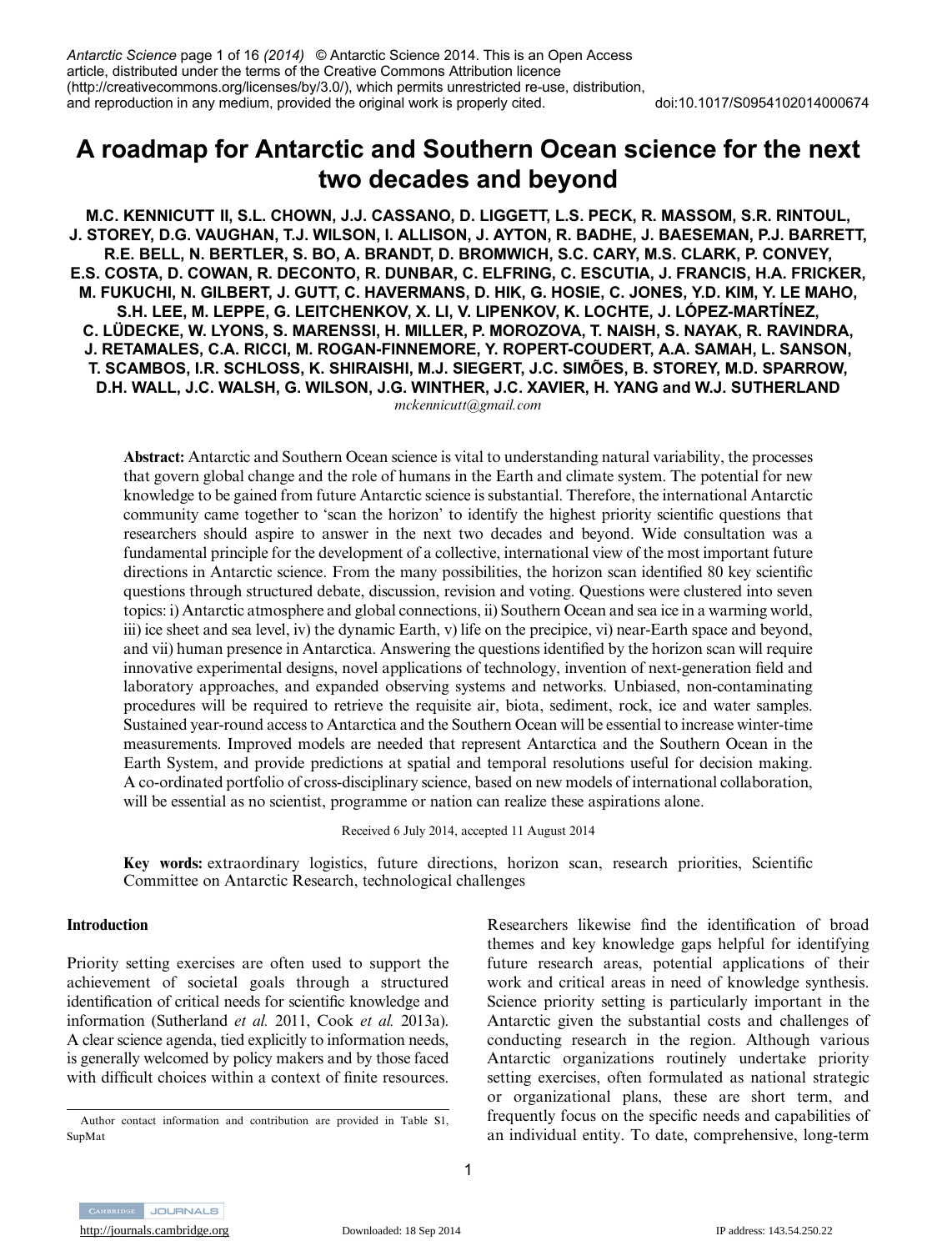# A roadmap for Antarctic and Southern Ocean science for the next two decades and beyond

**M.C. KENNICUTT II, S.L. CHOWN, J.J. CASSANO, D. LIGGETT, L.S. PECK, R. MASSOM, S.R. RINTOUL, J. STOREY, D.G. VAUGHAN, T.J. WILSON, I. ALLISON, J. AYTON, R. BADHE, J. BAESEMAN, P.J. BARRETT, R.E. BELL, N. BERTLER, S. BO, A. BRANDT, D. BROMWICH, S.C. CARY, M.S. CLARK, P. CONVEY, E.S. COSTA, D. COWAN, R. DECONTO, R. DUNBAR, C. ELFRING, C. ESCUTIA, J. FRANCIS, H.A. FRICKER, M. FUKUCHI, N. GILBERT, J. GUTT, C. HAVERMANS, D. HIK, G. HOSIE, C. JONES, Y.D. KIM, Y. LE MAHO, S.H. LEE, M. LEPPE, G. LEITCHENKOV, X. LI, V. LIPENKOV, K. LOCHTE, J. LÓPEZ-MARTÍNEZ, C. LÜDECKE, W. LYONS, S. MARENSSI, H. MILLER, P. MOROZOVA, T. NAISH, S. NAYAK, R. RAVINDRA, J. RETAMALES, C.A. RICCI, M. ROGAN-FINNEMORE, Y. ROPERT-COUDERT, A.A. SAMAH, L. SANSON, T. SCAMBOS, I.R. SCHLOSS, K. SHIRAISHI, M.J. SIEGERT, J.C. SIMÕES, B. STOREY, M.D. SPARROW, D.H. WALL, J.C. WALSH, G. WILSON, J.G. WINTHER, J.C. XAVIER, H. YANG and W.J. SUTHERLAND**

*mckennicutt@gmail.com*

**Abstract:** Antarctic and Southern Ocean science is vital to understanding natural variability, the processes that govern global change and the role of humans in the Earth and climate system. The potential for new knowledge to be gained from future Antarctic science is substantial. Therefore, the international Antarctic community came together to 'scan the horizon' to identify the highest priority scientific questions that researchers should aspire to answer in the next two decades and beyond. Wide consultation was a fundamental principle for the development of a collective, international view of the most important future directions in Antarctic science. From the many possibilities, the horizon scan identified 80 key scientific questions through structured debate, discussion, revision and voting. Questions were clustered into seven topics: i) Antarctic atmosphere and global connections, ii) Southern Ocean and sea ice in a warming world, iii) ice sheet and sea level, iv) the dynamic Earth, v) life on the precipice, vi) near-Earth space and beyond, and vii) human presence in Antarctica. Answering the questions identified by the horizon scan will require innovative experimental designs, novel applications of technology, invention of next-generation field and laboratory approaches, and expanded observing systems and networks. Unbiased, non-contaminating procedures will be required to retrieve the requisite air, biota, sediment, rock, ice and water samples. Sustained year-round access to Antarctica and the Southern Ocean will be essential to increase winter-time measurements. Improved models are needed that represent Antarctica and the Southern Ocean in the Earth System, and provide predictions at spatial and temporal resolutions useful for decision making. A co-ordinated portfolio of cross-disciplinary science, based on new models of international collaboration, will be essential as no scientist, programme or nation can realize these aspirations alone.

Received 6 July 2014, accepted 11 August 2014

**Key words:** extraordinary logistics, future directions, horizon scan, research priorities, Scientific Committee on Antarctic Research, technological challenges

## Introduction

Priority setting exercises are often used to support the achievement of societal goals through a structured identification of critical needs for scientific knowledge and information (Sutherland *et al.* 2011, Cook *et al.* 2013a). A clear science agenda, tied explicitly to information needs, is generally welcomed by policy makers and by those faced with difficult choices within a context of finite resources. Researchers likewise find the identification of broad themes and key knowledge gaps helpful for identifying future research areas, potential applications of their work and critical areas in need of knowledge synthesis. Science priority setting is particularly important in the Antarctic given the substantial costs and challenges of conducting research in the region. Although various Antarctic organizations routinely undertake priority setting exercises, often formulated as national strategic or organizational plans, these are short term, and frequently focus on the specific needs and capabilities of an individual entity. To date, comprehensive, long-term

Author contact information and contribution are provided in Table S1, SupMat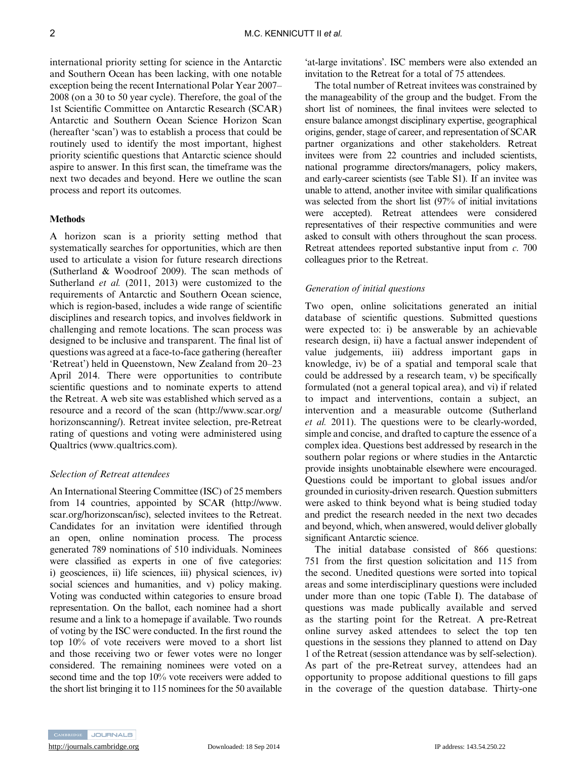international priority setting for science in the Antarctic and Southern Ocean has been lacking, with one notable exception being the recent International Polar Year 2007–2008 (on a 30 to 50 year cycle). Therefore, the goal of the 1st Scientific Committee on Antarctic Research (SCAR) Antarctic and Southern Ocean Science Horizon Scan (hereafter 'scan') was to establish a process that could be routinely used to identify the most important, highest priority scientific questions that Antarctic science should aspire to answer. In this first scan, the timeframe was the next two decades and beyond. Here we outline the scan process and report its outcomes.

## Methods

A horizon scan is a priority setting method that systematically searches for opportunities, which are then used to articulate a vision for future research directions (Sutherland & Woodroof 2009). The scan methods of Sutherland *et al.* (2011, 2013) were customized to the requirements of Antarctic and Southern Ocean science, which is region-based, includes a wide range of scientific disciplines and research topics, and involves fieldwork in challenging and remote locations. The scan process was designed to be inclusive and transparent. The final list of questions was agreed at a face-to-face gathering (hereafter 'Retreat') held in Queenstown, New Zealand from 20–23 April 2014. There were opportunities to contribute scientific questions and to nominate experts to attend the Retreat. A web site was established which served as a resource and a record of the scan (http://www.scar.org/horizonscanning/). Retreat invitee selection, pre-Retreat rating of questions and voting were administered using Qualtrics (www.qualtrics.com).

### *Selection of Retreat attendees*

An International Steering Committee (ISC) of 25 members from 14 countries, appointed by SCAR (http://www.scar.org/horizonscan/isc), selected invitees to the Retreat. Candidates for an invitation were identified through an open, online nomination process. The process generated 789 nominations of 510 individuals. Nominees were classified as experts in one of five categories: i) geosciences, ii) life sciences, iii) physical sciences, iv) social sciences and humanities, and v) policy making. Voting was conducted within categories to ensure broad representation. On the ballot, each nominee had a short resume and a link to a homepage if available. Two rounds of voting by the ISC were conducted. In the first round the top 10% of vote receivers were moved to a short list and those receiving two or fewer votes were no longer considered. The remaining nominees were voted on a second time and the top 10% vote receivers were added to the short list bringing it to 115 nominees for the 50 available 'at-large invitations'. ISC members were also extended an invitation to the Retreat for a total of 75 attendees.

The total number of Retreat invitees was constrained by the manageability of the group and the budget. From the short list of nominees, the final invitees were selected to ensure balance amongst disciplinary expertise, geographical origins, gender, stage of career, and representation of SCAR partner organizations and other stakeholders. Retreat invitees were from 22 countries and included scientists, national programme directors/managers, policy makers, and early-career scientists (see Table S1). If an invitee was unable to attend, another invitee with similar qualifications was selected from the short list (97% of initial invitations were accepted). Retreat attendees were considered representatives of their respective communities and were asked to consult with others throughout the scan process. Retreat attendees reported substantive input from *c.* 700 colleagues prior to the Retreat.

### *Generation of initial questions*

Two open, online solicitations generated an initial database of scientific questions. Submitted questions were expected to: i) be answerable by an achievable research design, ii) have a factual answer independent of value judgements, iii) address important gaps in knowledge, iv) be of a spatial and temporal scale that could be addressed by a research team, v) be specifically formulated (not a general topical area), and vi) if related to impact and interventions, contain a subject, an intervention and a measurable outcome (Sutherland *et al.* 2011). The questions were to be clearly-worded, simple and concise, and drafted to capture the essence of a complex idea. Questions best addressed by research in the southern polar regions or where studies in the Antarctic provide insights unobtainable elsewhere were encouraged. Questions could be important to global issues and/or grounded in curiosity-driven research. Question submitters were asked to think beyond what is being studied today and predict the research needed in the next two decades and beyond, which, when answered, would deliver globally significant Antarctic science.

The initial database consisted of 866 questions: 751 from the first question solicitation and 115 from the second. Unedited questions were sorted into topical areas and some interdisciplinary questions were included under more than one topic (Table I). The database of questions was made publically available and served as the starting point for the Retreat. A pre-Retreat online survey asked attendees to select the top ten questions in the sessions they planned to attend on Day 1 of the Retreat (session attendance was by self-selection). As part of the pre-Retreat survey, attendees had an opportunity to propose additional questions to fill gaps in the coverage of the question database. Thirty-one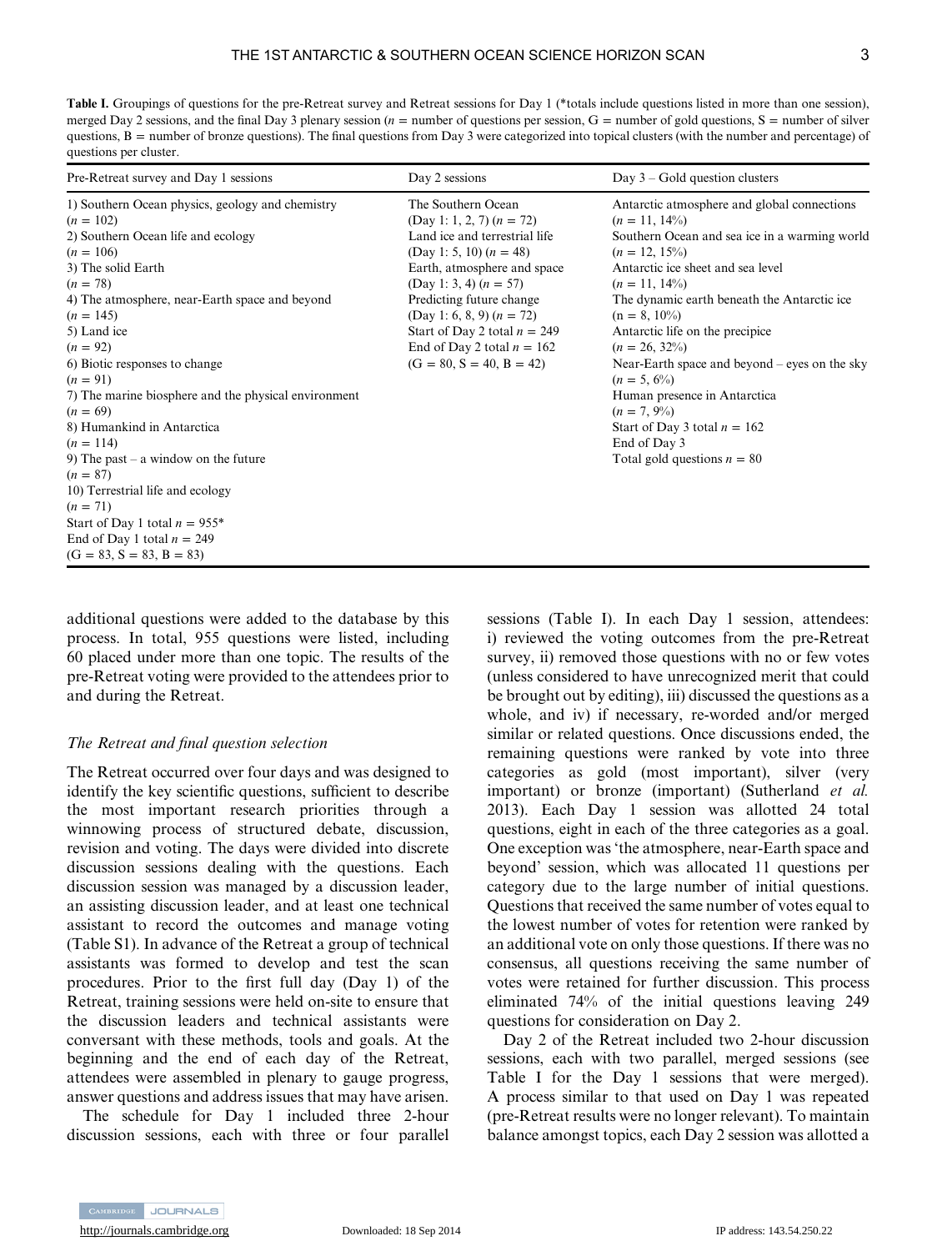**Table I.** Groupings of questions for the pre-Retreat survey and Retreat sessions for Day 1 (*totals include questions listed in more than one session), merged Day 2 sessions, and the final Day 3 plenary session ($n$ = number of questions per session, G = number of gold questions, S = number of silver questions, B = number of bronze questions). The final questions from Day 3 were categorized into topical clusters (with the number and percentage) of questions per cluster.

| Pre-Retreat survey and Day 1 sessions | Day 2 sessions | Day 3 – Gold question clusters |
|---|---|---|
| 1) Southern Ocean physics, geology and chemistry ($n$ = 102) | The Southern Ocean (Day 1: 1, 2, 7) ($n$ = 72) | Antarctic atmosphere and global connections ($n$ = 11, 14%) |
| 2) Southern Ocean life and ecology ($n$ = 106) | Land ice and terrestrial life (Day 1: 5, 10) ($n$ = 48) | Southern Ocean and sea ice in a warming world ($n$ = 12, 15%) |
| 3) The solid Earth ($n$ = 78) | Earth, atmosphere and space (Day 1: 3, 4) ($n$ = 57) | Antarctic ice sheet and sea level ($n$ = 11, 14%) |
| 4) The atmosphere, near-Earth space and beyond ($n$ = 145) | Predicting future change (Day 1: 6, 8, 9) ($n$ = 72) | The dynamic earth beneath the Antarctic ice ($n$ = 8, 10%) |
| 5) Land ice ($n$ = 92) | Start of Day 2 total $n$ = 249 | Antarctic life on the precipice ($n$ = 26, 32%) |
| 6) Biotic responses to change ($n$ = 91) | End of Day 2 total $n$ = 162 | Near-Earth space and beyond – eyes on the sky ($n$ = 5, 6%) |
| 7) The marine biosphere and the physical environment ($n$ = 69) | (G = 80, S = 40, B = 42) | Human presence in Antarctica ($n$ = 7, 9%) |
| 8) Humankind in Antarctica ($n$ = 114) | | Start of Day 3 total $n$ = 162 |
| 9) The past – a window on the future ($n$ = 87) | | End of Day 3 |
| 10) Terrestrial life and ecology ($n$ = 71) | | Total gold questions $n$ = 80 |
| Start of Day 1 total $n$ = 955* | | |
| End of Day 1 total $n$ = 249 | | |
| (G = 83, S = 83, B = 83) | | |

additional questions were added to the database by this process. In total, 955 questions were listed, including 60 placed under more than one topic. The results of the pre-Retreat voting were provided to the attendees prior to and during the Retreat.

### *The Retreat and final question selection*

The Retreat occurred over four days and was designed to identify the key scientific questions, sufficient to describe the most important research priorities through a winnowing process of structured debate, discussion, revision and voting. The days were divided into discrete discussion sessions dealing with the questions. Each discussion session was managed by a discussion leader, an assisting discussion leader, and at least one technical assistant to record the outcomes and manage voting (Table S1). In advance of the Retreat a group of technical assistants was formed to develop and test the scan procedures. Prior to the first full day (Day 1) of the Retreat, training sessions were held on-site to ensure that the discussion leaders and technical assistants were conversant with these methods, tools and goals. At the beginning and the end of each day of the Retreat, attendees were assembled in plenary to gauge progress, answer questions and address issues that may have arisen.

The schedule for Day 1 included three 2-hour discussion sessions, each with three or four parallel sessions (Table I). In each Day 1 session, attendees: i) reviewed the voting outcomes from the pre-Retreat survey, ii) removed those questions with no or few votes (unless considered to have unrecognized merit that could be brought out by editing), iii) discussed the questions as a whole, and iv) if necessary, re-worded and/or merged similar or related questions. Once discussions ended, the remaining questions were ranked by vote into three categories as gold (most important), silver (very important) or bronze (important) (Sutherland *et al.* 2013). Each Day 1 session was allotted 24 total questions, eight in each of the three categories as a goal. One exception was 'the atmosphere, near-Earth space and beyond' session, which was allocated 11 questions per category due to the large number of initial questions. Questions that received the same number of votes equal to the lowest number of votes for retention were ranked by an additional vote on only those questions. If there was no consensus, all questions receiving the same number of votes were retained for further discussion. This process eliminated 74% of the initial questions leaving 249 questions for consideration on Day 2.

Day 2 of the Retreat included two 2-hour discussion sessions, each with two parallel, merged sessions (see Table I for the Day 1 sessions that were merged). A process similar to that used on Day 1 was repeated (pre-Retreat results were no longer relevant). To maintain balance amongst topics, each Day 2 session was allotted a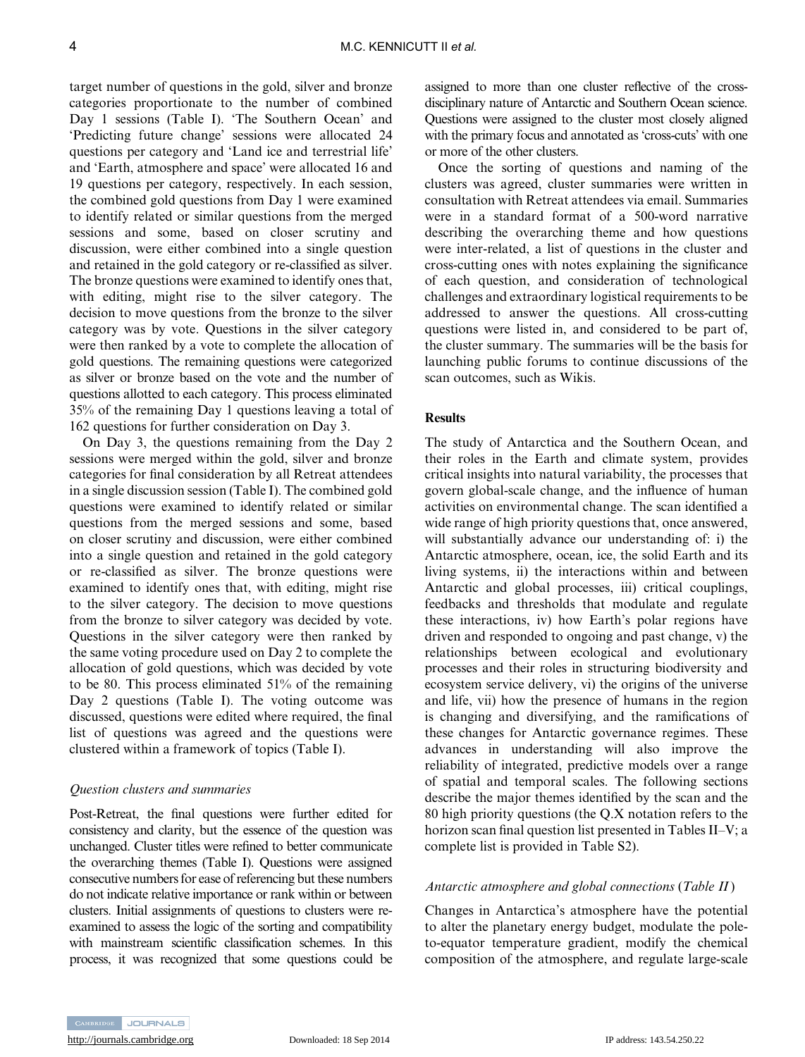target number of questions in the gold, silver and bronze categories proportionate to the number of combined Day 1 sessions (Table I). 'The Southern Ocean' and 'Predicting future change' sessions were allocated 24 questions per category and 'Land ice and terrestrial life' and 'Earth, atmosphere and space' were allocated 16 and 19 questions per category, respectively. In each session, the combined gold questions from Day 1 were examined to identify related or similar questions from the merged sessions and some, based on closer scrutiny and discussion, were either combined into a single question and retained in the gold category or re-classified as silver. The bronze questions were examined to identify ones that, with editing, might rise to the silver category. The decision to move questions from the bronze to the silver category was by vote. Questions in the silver category were then ranked by a vote to complete the allocation of gold questions. The remaining questions were categorized as silver or bronze based on the vote and the number of questions allotted to each category. This process eliminated 35% of the remaining Day 1 questions leaving a total of 162 questions for further consideration on Day 3.

On Day 3, the questions remaining from the Day 2 sessions were merged within the gold, silver and bronze categories for final consideration by all Retreat attendees in a single discussion session (Table I). The combined gold questions were examined to identify related or similar questions from the merged sessions and some, based on closer scrutiny and discussion, were either combined into a single question and retained in the gold category or re-classified as silver. The bronze questions were examined to identify ones that, with editing, might rise to the silver category. The decision to move questions from the bronze to silver category was decided by vote. Questions in the silver category were then ranked by the same voting procedure used on Day 2 to complete the allocation of gold questions, which was decided by vote to be 80. This process eliminated 51% of the remaining Day 2 questions (Table I). The voting outcome was discussed, questions were edited where required, the final list of questions was agreed and the questions were clustered within a framework of topics (Table I).

### *Question clusters and summaries*

Post-Retreat, the final questions were further edited for consistency and clarity, but the essence of the question was unchanged. Cluster titles were refined to better communicate the overarching themes (Table I). Questions were assigned consecutive numbers for ease of referencing but these numbers do not indicate relative importance or rank within or between clusters. Initial assignments of questions to clusters were re-examined to assess the logic of the sorting and compatibility with mainstream scientific classification schemes. In this process, it was recognized that some questions could be assigned to more than one cluster reflective of the cross-disciplinary nature of Antarctic and Southern Ocean science. Questions were assigned to the cluster most closely aligned with the primary focus and annotated as 'cross-cuts' with one or more of the other clusters.

Once the sorting of questions and naming of the clusters was agreed, cluster summaries were written in consultation with Retreat attendees via email. Summaries were in a standard format of a 500-word narrative describing the overarching theme and how questions were inter-related, a list of questions in the cluster and cross-cutting ones with notes explaining the significance of each question, and consideration of technological challenges and extraordinary logistical requirements to be addressed to answer the questions. All cross-cutting questions were listed in, and considered to be part of, the cluster summary. The summaries will be the basis for launching public forums to continue discussions of the scan outcomes, such as Wikis.

## Results

The study of Antarctica and the Southern Ocean, and their roles in the Earth and climate system, provides critical insights into natural variability, the processes that govern global-scale change, and the influence of human activities on environmental change. The scan identified a wide range of high priority questions that, once answered, will substantially advance our understanding of: i) the Antarctic atmosphere, ocean, ice, the solid Earth and its living systems, ii) the interactions within and between Antarctic and global processes, iii) critical couplings, feedbacks and thresholds that modulate and regulate these interactions, iv) how Earth's polar regions have driven and responded to ongoing and past change, v) the relationships between ecological and evolutionary processes and their roles in structuring biodiversity and ecosystem service delivery, vi) the origins of the universe and life, vii) how the presence of humans in the region is changing and diversifying, and the ramifications of these changes for Antarctic governance regimes. These advances in understanding will also improve the reliability of integrated, predictive models over a range of spatial and temporal scales. The following sections describe the major themes identified by the scan and the 80 high priority questions (the Q.X notation refers to the horizon scan final question list presented in Tables II–V; a complete list is provided in Table S2).

### *Antarctic atmosphere and global connections* (*Table II*)

Changes in Antarctica's atmosphere have the potential to alter the planetary energy budget, modulate the pole-to-equator temperature gradient, modify the chemical composition of the atmosphere, and regulate large-scale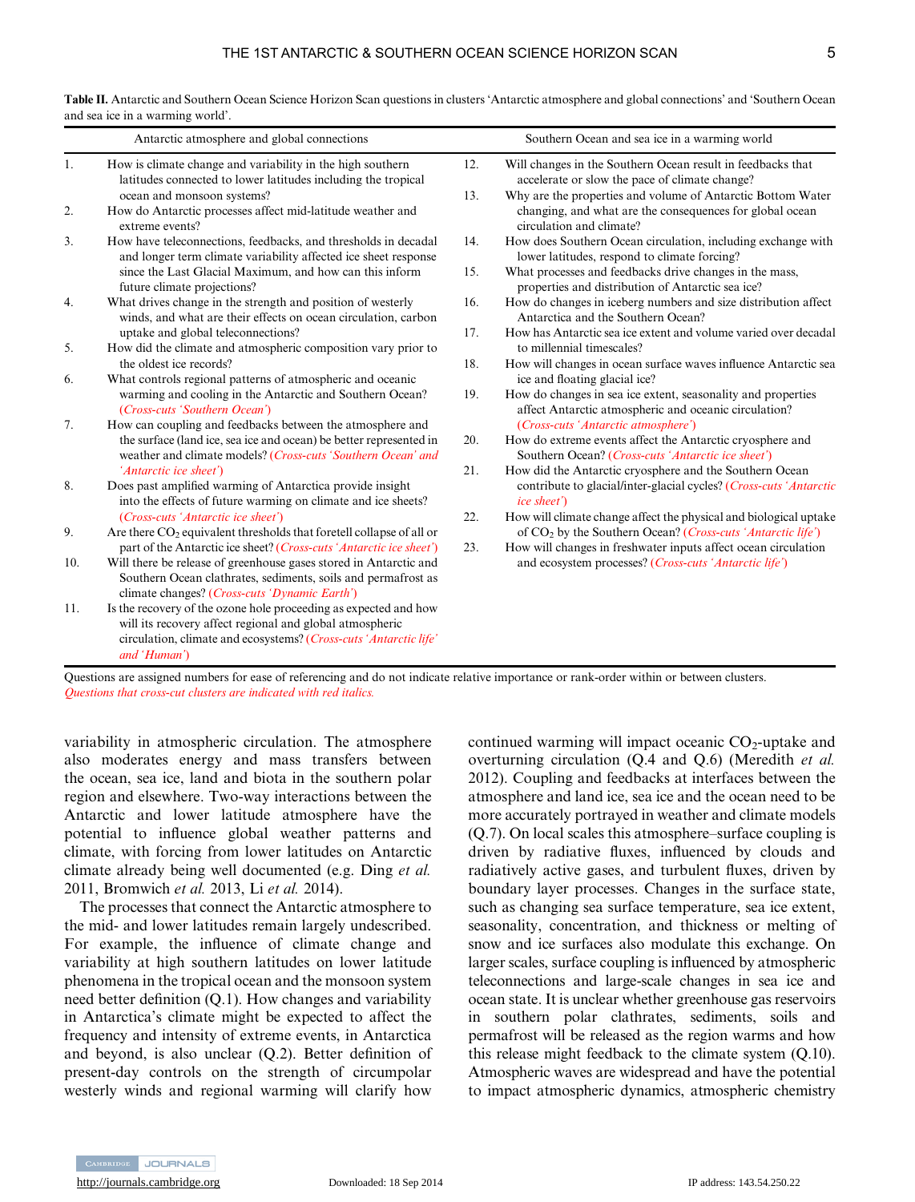**Table II.** Antarctic and Southern Ocean Science Horizon Scan questions in clusters 'Antarctic atmosphere and global connections' and 'Southern Ocean and sea ice in a warming world'.

| Antarctic atmosphere and global connections | | Southern Ocean and sea ice in a warming world | |
|---|---|---|---|
| 1. | How is climate change and variability in the high southern latitudes connected to lower latitudes including the tropical ocean and monsoon systems? | 12. | Will changes in the Southern Ocean result in feedbacks that accelerate or slow the pace of climate change? |
| 2. | How do Antarctic processes affect mid-latitude weather and extreme events? | 13. | Why are the properties and volume of Antarctic Bottom Water changing, and what are the consequences for global ocean circulation and climate? |
| 3. | How have teleconnections, feedbacks, and thresholds in decadal and longer term climate variability affected ice sheet response since the Last Glacial Maximum, and how can this inform future climate projections? | 14. | How does Southern Ocean circulation, including exchange with lower latitudes, respond to climate forcing? |
| 4. | What drives change in the strength and position of westerly winds, and what are their effects on ocean circulation, carbon uptake and global teleconnections? | 15. | What processes and feedbacks drive changes in the mass, properties and distribution of Antarctic sea ice? |
| 5. | How did the climate and atmospheric composition vary prior to the oldest ice records? | 16. | How do changes in iceberg numbers and size distribution affect Antarctica and the Southern Ocean? |
| 6. | What controls regional patterns of atmospheric and oceanic warming and cooling in the Antarctic and Southern Ocean? *(Cross-cuts 'Southern Ocean')* | 17. | How has Antarctic sea ice extent and volume varied over decadal to millennial timescales? |
| 7. | How can coupling and feedbacks between the atmosphere and the surface (land ice, sea ice and ocean) be better represented in weather and climate models? *(Cross-cuts 'Southern Ocean' and 'Antarctic ice sheet')* | 18. | How will changes in ocean surface waves influence Antarctic sea ice and floating glacial ice? |
| 8. | Does past amplified warming of Antarctica provide insight into the effects of future warming on climate and ice sheets? *(Cross-cuts 'Antarctic ice sheet')* | 19. | How do changes in sea ice extent, seasonality and properties affect Antarctic atmospheric and oceanic circulation? *(Cross-cuts 'Antarctic atmosphere')* |
| 9. | Are there $CO_2$ equivalent thresholds that foretell collapse of all or part of the Antarctic ice sheet? *(Cross-cuts 'Antarctic ice sheet')* | 20. | How do extreme events affect the Antarctic cryosphere and Southern Ocean? *(Cross-cuts 'Antarctic ice sheet')* |
| 10. | Will there be release of greenhouse gases stored in Antarctic and Southern Ocean clathrates, sediments, soils and permafrost as climate changes? *(Cross-cuts 'Dynamic Earth')* | 21. | How did the Antarctic cryosphere and the Southern Ocean contribute to glacial/inter-glacial cycles? *(Cross-cuts 'Antarctic ice sheet')* |
| 11. | Is the recovery of the ozone hole proceeding as expected and how will its recovery affect regional and global atmospheric circulation, climate and ecosystems? *(Cross-cuts 'Antarctic life' and 'Human')* | 22. | How will climate change affect the physical and biological uptake of $CO_2$ by the Southern Ocean? *(Cross-cuts 'Antarctic life')* |
| | | 23. | How will changes in freshwater inputs affect ocean circulation and ecosystem processes? *(Cross-cuts 'Antarctic life')* |

Questions are assigned numbers for ease of referencing and do not indicate relative importance or rank-order within or between clusters.
*Questions that cross-cut clusters are indicated with red italics.*

variability in atmospheric circulation. The atmosphere also moderates energy and mass transfers between the ocean, sea ice, land and biota in the southern polar region and elsewhere. Two-way interactions between the Antarctic and lower latitude atmosphere have the potential to influence global weather patterns and climate, with forcing from lower latitudes on Antarctic climate already being well documented (e.g. Ding *et al.* 2011, Bromwich *et al.* 2013, Li *et al.* 2014).

The processes that connect the Antarctic atmosphere to the mid- and lower latitudes remain largely undescribed. For example, the influence of climate change and variability at high southern latitudes on lower latitude phenomena in the tropical ocean and the monsoon system need better definition (Q.1). How changes and variability in Antarctica's climate might be expected to affect the frequency and intensity of extreme events, in Antarctica and beyond, is also unclear (Q.2). Better definition of present-day controls on the strength of circumpolar westerly winds and regional warming will clarify how continued warming will impact oceanic $CO_2$-uptake and overturning circulation (Q.4 and Q.6) (Meredith *et al.* 2012). Coupling and feedbacks at interfaces between the atmosphere and land ice, sea ice and the ocean need to be more accurately portrayed in weather and climate models (Q.7). On local scales this atmosphere–surface coupling is driven by radiative fluxes, influenced by clouds and radiatively active gases, and turbulent fluxes, driven by boundary layer processes. Changes in the surface state, such as changing sea surface temperature, sea ice extent, seasonality, concentration, and thickness or melting of snow and ice surfaces also modulate this exchange. On larger scales, surface coupling is influenced by atmospheric teleconnections and large-scale changes in sea ice and ocean state. It is unclear whether greenhouse gas reservoirs in southern polar clathrates, sediments, soils and permafrost will be released as the region warms and how this release might feedback to the climate system (Q.10). Atmospheric waves are widespread and have the potential to impact atmospheric dynamics, atmospheric chemistry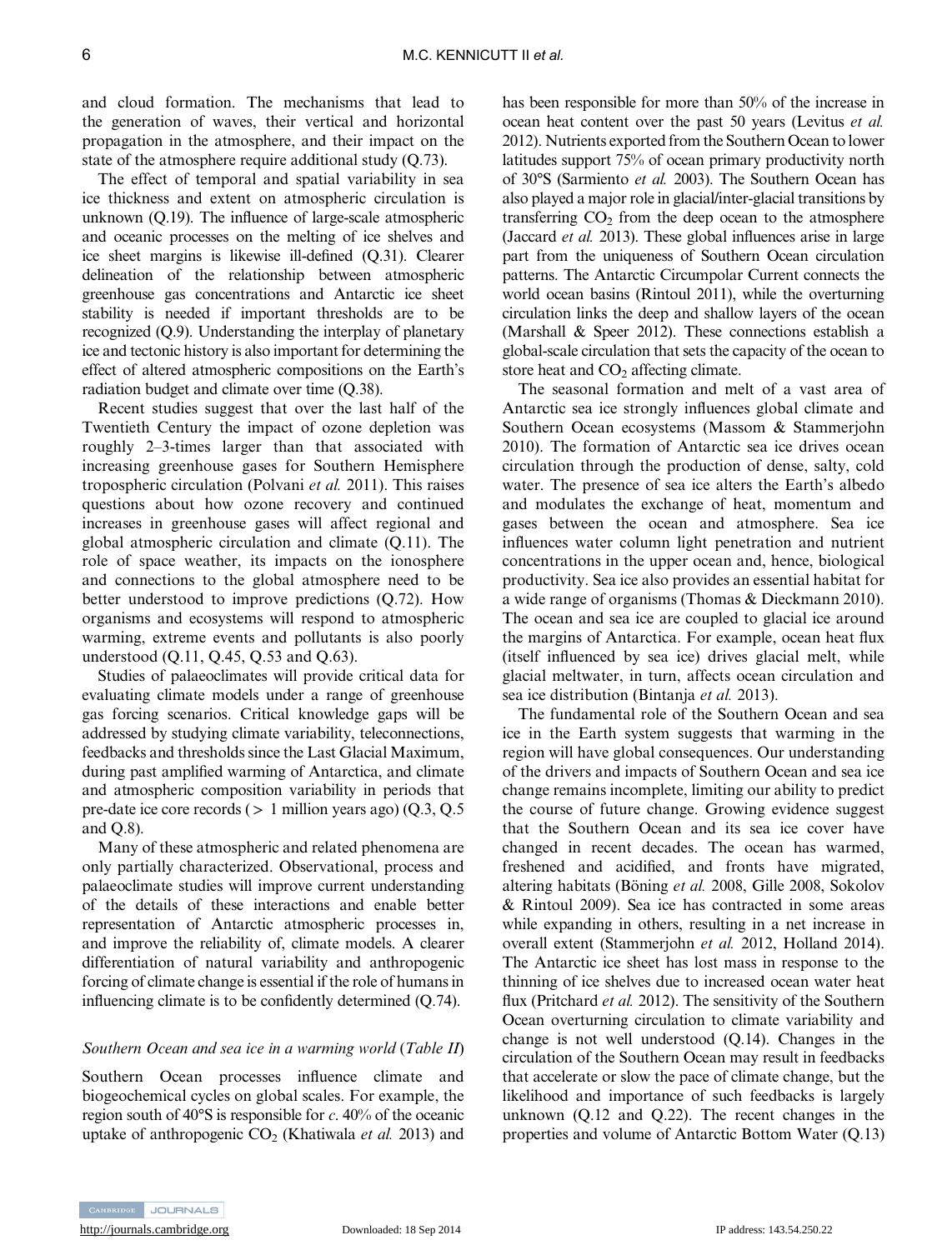and cloud formation. The mechanisms that lead to the generation of waves, their vertical and horizontal propagation in the atmosphere, and their impact on the state of the atmosphere require additional study (Q.73).

The effect of temporal and spatial variability in sea ice thickness and extent on atmospheric circulation is unknown (Q.19). The influence of large-scale atmospheric and oceanic processes on the melting of ice shelves and ice sheet margins is likewise ill-defined (Q.31). Clearer delineation of the relationship between atmospheric greenhouse gas concentrations and Antarctic ice sheet stability is needed if important thresholds are to be recognized (Q.9). Understanding the interplay of planetary ice and tectonic history is also important for determining the effect of altered atmospheric compositions on the Earth's radiation budget and climate over time (Q.38).

Recent studies suggest that over the last half of the Twentieth Century the impact of ozone depletion was roughly 2–3-times larger than that associated with increasing greenhouse gases for Southern Hemisphere tropospheric circulation (Polvani *et al.* 2011). This raises questions about how ozone recovery and continued increases in greenhouse gases will affect regional and global atmospheric circulation and climate (Q.11). The role of space weather, its impacts on the ionosphere and connections to the global atmosphere need to be better understood to improve predictions (Q.72). How organisms and ecosystems will respond to atmospheric warming, extreme events and pollutants is also poorly understood (Q.11, Q.45, Q.53 and Q.63).

Studies of palaeoclimates will provide critical data for evaluating climate models under a range of greenhouse gas forcing scenarios. Critical knowledge gaps will be addressed by studying climate variability, teleconnections, feedbacks and thresholds since the Last Glacial Maximum, during past amplified warming of Antarctica, and climate and atmospheric composition variability in periods that pre-date ice core records (> 1 million years ago) (Q.3, Q.5 and Q.8).

Many of these atmospheric and related phenomena are only partially characterized. Observational, process and palaeoclimate studies will improve current understanding of the details of these interactions and enable better representation of Antarctic atmospheric processes in, and improve the reliability of, climate models. A clearer differentiation of natural variability and anthropogenic forcing of climate change is essential if the role of humans in influencing climate is to be confidently determined (Q.74).

### *Southern Ocean and sea ice in a warming world* (*Table II*)

Southern Ocean processes influence climate and biogeochemical cycles on global scales. For example, the region south of 40°S is responsible for *c.* 40% of the oceanic uptake of anthropogenic $CO_2$ (Khatiwala *et al.* 2013) and has been responsible for more than 50% of the increase in ocean heat content over the past 50 years (Levitus *et al.* 2012). Nutrients exported from the Southern Ocean to lower latitudes support 75% of ocean primary productivity north of 30°S (Sarmiento *et al.* 2003). The Southern Ocean has also played a major role in glacial/inter-glacial transitions by transferring $CO_2$ from the deep ocean to the atmosphere (Jaccard *et al.* 2013). These global influences arise in large part from the uniqueness of Southern Ocean circulation patterns. The Antarctic Circumpolar Current connects the world ocean basins (Rintoul 2011), while the overturning circulation links the deep and shallow layers of the ocean (Marshall & Speer 2012). These connections establish a global-scale circulation that sets the capacity of the ocean to store heat and $CO_2$ affecting climate.

The seasonal formation and melt of a vast area of Antarctic sea ice strongly influences global climate and Southern Ocean ecosystems (Massom & Stammerjohn 2010). The formation of Antarctic sea ice drives ocean circulation through the production of dense, salty, cold water. The presence of sea ice alters the Earth's albedo and modulates the exchange of heat, momentum and gases between the ocean and atmosphere. Sea ice influences water column light penetration and nutrient concentrations in the upper ocean and, hence, biological productivity. Sea ice also provides an essential habitat for a wide range of organisms (Thomas & Dieckmann 2010). The ocean and sea ice are coupled to glacial ice around the margins of Antarctica. For example, ocean heat flux (itself influenced by sea ice) drives glacial melt, while glacial meltwater, in turn, affects ocean circulation and sea ice distribution (Bintanja *et al.* 2013).

The fundamental role of the Southern Ocean and sea ice in the Earth system suggests that warming in the region will have global consequences. Our understanding of the drivers and impacts of Southern Ocean and sea ice change remains incomplete, limiting our ability to predict the course of future change. Growing evidence suggest that the Southern Ocean and its sea ice cover have changed in recent decades. The ocean has warmed, freshened and acidified, and fronts have migrated, altering habitats (Böning *et al.* 2008, Gille 2008, Sokolov & Rintoul 2009). Sea ice has contracted in some areas while expanding in others, resulting in a net increase in overall extent (Stammerjohn *et al.* 2012, Holland 2014). The Antarctic ice sheet has lost mass in response to the thinning of ice shelves due to increased ocean water heat flux (Pritchard *et al.* 2012). The sensitivity of the Southern Ocean overturning circulation to climate variability and change is not well understood (Q.14). Changes in the circulation of the Southern Ocean may result in feedbacks that accelerate or slow the pace of climate change, but the likelihood and importance of such feedbacks is largely unknown (Q.12 and Q.22). The recent changes in the properties and volume of Antarctic Bottom Water (Q.13)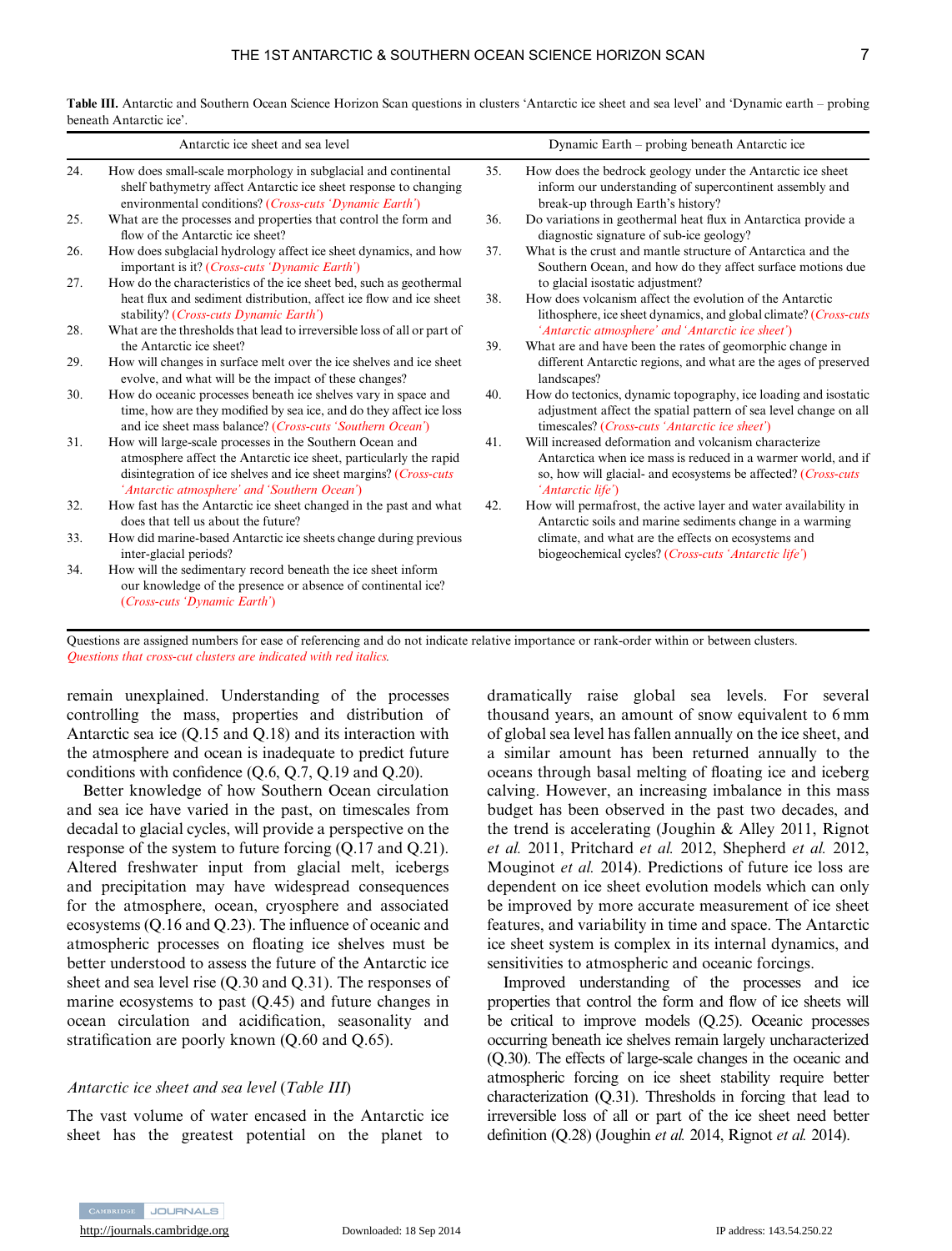**Table III.** Antarctic and Southern Ocean Science Horizon Scan questions in clusters 'Antarctic ice sheet and sea level' and 'Dynamic earth – probing beneath Antarctic ice'.

| | Antarctic ice sheet and sea level | | Dynamic Earth – probing beneath Antarctic ice |
|---|---|---|---|
| 24. | How does small-scale morphology in subglacial and continental shelf bathymetry affect Antarctic ice sheet response to changing environmental conditions? *(Cross-cuts 'Dynamic Earth')* | 35. | How does the bedrock geology under the Antarctic ice sheet inform our understanding of supercontinent assembly and break-up through Earth's history? |
| 25. | What are the processes and properties that control the form and flow of the Antarctic ice sheet? | 36. | Do variations in geothermal heat flux in Antarctica provide a diagnostic signature of sub-ice geology? |
| 26. | How does subglacial hydrology affect ice sheet dynamics, and how important is it? *(Cross-cuts 'Dynamic Earth')* | 37. | What is the crust and mantle structure of Antarctica and the Southern Ocean, and how do they affect surface motions due to glacial isostatic adjustment? |
| 27. | How do the characteristics of the ice sheet bed, such as geothermal heat flux and sediment distribution, affect ice flow and ice sheet stability? *(Cross-cuts Dynamic Earth')* | 38. | How does volcanism affect the evolution of the Antarctic lithosphere, ice sheet dynamics, and global climate? *(Cross-cuts 'Antarctic atmosphere' and 'Antarctic ice sheet')* |
| 28. | What are the thresholds that lead to irreversible loss of all or part of the Antarctic ice sheet? | 39. | What are and have been the rates of geomorphic change in different Antarctic regions, and what are the ages of preserved landscapes? |
| 29. | How will changes in surface melt over the ice shelves and ice sheet evolve, and what will be the impact of these changes? | 40. | How do tectonics, dynamic topography, ice loading and isostatic adjustment affect the spatial pattern of sea level change on all timescales? *(Cross-cuts 'Antarctic ice sheet')* |
| 30. | How do oceanic processes beneath ice shelves vary in space and time, how are they modified by sea ice, and do they affect ice loss and ice sheet mass balance? *(Cross-cuts 'Southern Ocean')* | 41. | Will increased deformation and volcanism characterize Antarctica when ice mass is reduced in a warmer world, and if so, how will glacial- and ecosystems be affected? *(Cross-cuts 'Antarctic life')* |
| 31. | How will large-scale processes in the Southern Ocean and atmosphere affect the Antarctic ice sheet, particularly the rapid disintegration of ice shelves and ice sheet margins? *(Cross-cuts 'Antarctic atmosphere' and 'Southern Ocean')* | 42. | How will permafrost, the active layer and water availability in Antarctic soils and marine sediments change in a warming climate, and what are the effects on ecosystems and biogeochemical cycles? *(Cross-cuts 'Antarctic life')* |
| 32. | How fast has the Antarctic ice sheet changed in the past and what does that tell us about the future? | | |
| 33. | How did marine-based Antarctic ice sheets change during previous inter-glacial periods? | | |
| 34. | How will the sedimentary record beneath the ice sheet inform our knowledge of the presence or absence of continental ice? *(Cross-cuts 'Dynamic Earth')* | | |

Questions are assigned numbers for ease of referencing and do not indicate relative importance or rank-order within or between clusters.
*Questions that cross-cut clusters are indicated with red italics.*

remain unexplained. Understanding of the processes controlling the mass, properties and distribution of Antarctic sea ice (Q.15 and Q.18) and its interaction with the atmosphere and ocean is inadequate to predict future conditions with confidence (Q.6, Q.7, Q.19 and Q.20).

Better knowledge of how Southern Ocean circulation and sea ice have varied in the past, on timescales from decadal to glacial cycles, will provide a perspective on the response of the system to future forcing (Q.17 and Q.21). Altered freshwater input from glacial melt, icebergs and precipitation may have widespread consequences for the atmosphere, ocean, cryosphere and associated ecosystems (Q.16 and Q.23). The influence of oceanic and atmospheric processes on floating ice shelves must be better understood to assess the future of the Antarctic ice sheet and sea level rise (Q.30 and Q.31). The responses of marine ecosystems to past (Q.45) and future changes in ocean circulation and acidification, seasonality and stratification are poorly known (Q.60 and Q.65).

### *Antarctic ice sheet and sea level* (*Table III*)

The vast volume of water encased in the Antarctic ice sheet has the greatest potential on the planet to dramatically raise global sea levels. For several thousand years, an amount of snow equivalent to 6 mm of global sea level has fallen annually on the ice sheet, and a similar amount has been returned annually to the oceans through basal melting of floating ice and iceberg calving. However, an increasing imbalance in this mass budget has been observed in the past two decades, and the trend is accelerating (Joughin & Alley 2011, Rignot *et al.* 2011, Pritchard *et al.* 2012, Shepherd *et al.* 2012, Mouginot *et al.* 2014). Predictions of future ice loss are dependent on ice sheet evolution models which can only be improved by more accurate measurement of ice sheet features, and variability in time and space. The Antarctic ice sheet system is complex in its internal dynamics, and sensitivities to atmospheric and oceanic forcings.

Improved understanding of the processes and ice properties that control the form and flow of ice sheets will be critical to improve models (Q.25). Oceanic processes occurring beneath ice shelves remain largely uncharacterized (Q.30). The effects of large-scale changes in the oceanic and atmospheric forcing on ice sheet stability require better characterization (Q.31). Thresholds in forcing that lead to irreversible loss of all or part of the ice sheet need better definition (Q.28) (Joughin *et al.* 2014, Rignot *et al.* 2014).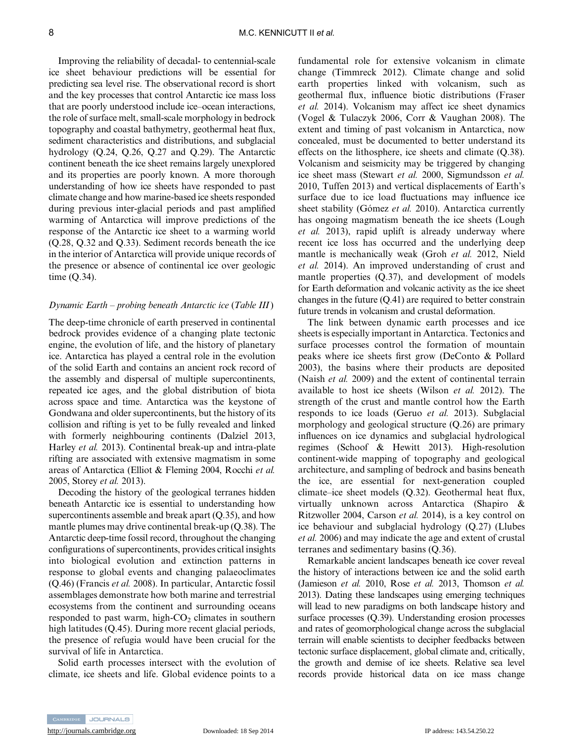Improving the reliability of decadal- to centennial-scale ice sheet behaviour predictions will be essential for predicting sea level rise. The observational record is short and the key processes that control Antarctic ice mass loss that are poorly understood include ice–ocean interactions, the role of surface melt, small-scale morphology in bedrock topography and coastal bathymetry, geothermal heat flux, sediment characteristics and distributions, and subglacial hydrology (Q.24, Q.26, Q.27 and Q.29). The Antarctic continent beneath the ice sheet remains largely unexplored and its properties are poorly known. A more thorough understanding of how ice sheets have responded to past climate change and how marine-based ice sheets responded during previous inter-glacial periods and past amplified warming of Antarctica will improve predictions of the response of the Antarctic ice sheet to a warming world (Q.28, Q.32 and Q.33). Sediment records beneath the ice in the interior of Antarctica will provide unique records of the presence or absence of continental ice over geologic time (Q.34).

### *Dynamic Earth – probing beneath Antarctic ice (Table III)*

The deep-time chronicle of earth preserved in continental bedrock provides evidence of a changing plate tectonic engine, the evolution of life, and the history of planetary ice. Antarctica has played a central role in the evolution of the solid Earth and contains an ancient rock record of the assembly and dispersal of multiple supercontinents, repeated ice ages, and the global distribution of biota across space and time. Antarctica was the keystone of Gondwana and older supercontinents, but the history of its collision and rifting is yet to be fully revealed and linked with formerly neighbouring continents (Dalziel 2013, Harley *et al.* 2013). Continental break-up and intra-plate rifting are associated with extensive magmatism in some areas of Antarctica (Elliot & Fleming 2004, Rocchi *et al.* 2005, Storey *et al.* 2013).

Decoding the history of the geological terranes hidden beneath Antarctic ice is essential to understanding how supercontinents assemble and break apart (Q.35), and how mantle plumes may drive continental break-up (Q.38). The Antarctic deep-time fossil record, throughout the changing configurations of supercontinents, provides critical insights into biological evolution and extinction patterns in response to global events and changing palaeoclimates (Q.46) (Francis *et al.* 2008). In particular, Antarctic fossil assemblages demonstrate how both marine and terrestrial ecosystems from the continent and surrounding oceans responded to past warm, high-$CO_2$ climates in southern high latitudes (Q.45). During more recent glacial periods, the presence of refugia would have been crucial for the survival of life in Antarctica.

Solid earth processes intersect with the evolution of climate, ice sheets and life. Global evidence points to a fundamental role for extensive volcanism in climate change (Timmreck 2012). Climate change and solid earth properties linked with volcanism, such as geothermal flux, influence biotic distributions (Fraser *et al.* 2014). Volcanism may affect ice sheet dynamics (Vogel & Tulaczyk 2006, Corr & Vaughan 2008). The extent and timing of past volcanism in Antarctica, now concealed, must be documented to better understand its effects on the lithosphere, ice sheets and climate (Q.38). Volcanism and seismicity may be triggered by changing ice sheet mass (Stewart *et al.* 2000, Sigmundsson *et al.* 2010, Tuffen 2013) and vertical displacements of Earth's surface due to ice load fluctuations may influence ice sheet stability (Gómez *et al.* 2010). Antarctica currently has ongoing magmatism beneath the ice sheets (Lough *et al.* 2013), rapid uplift is already underway where recent ice loss has occurred and the underlying deep mantle is mechanically weak (Groh *et al.* 2012, Nield *et al.* 2014). An improved understanding of crust and mantle properties (Q.37), and development of models for Earth deformation and volcanic activity as the ice sheet changes in the future (Q.41) are required to better constrain future trends in volcanism and crustal deformation.

The link between dynamic earth processes and ice sheets is especially important in Antarctica. Tectonics and surface processes control the formation of mountain peaks where ice sheets first grow (DeConto & Pollard 2003), the basins where their products are deposited (Naish *et al.* 2009) and the extent of continental terrain available to host ice sheets (Wilson *et al.* 2012). The strength of the crust and mantle control how the Earth responds to ice loads (Geruo *et al.* 2013). Subglacial morphology and geological structure (Q.26) are primary influences on ice dynamics and subglacial hydrological regimes (Schoof & Hewitt 2013). High-resolution continent-wide mapping of topography and geological architecture, and sampling of bedrock and basins beneath the ice, are essential for next-generation coupled climate–ice sheet models (Q.32). Geothermal heat flux, virtually unknown across Antarctica (Shapiro & Ritzwoller 2004, Carson *et al.* 2014), is a key control on ice behaviour and subglacial hydrology (Q.27) (Llubes *et al.* 2006) and may indicate the age and extent of crustal terranes and sedimentary basins (Q.36).

Remarkable ancient landscapes beneath ice cover reveal the history of interactions between ice and the solid earth (Jamieson *et al.* 2010, Rose *et al.* 2013, Thomson *et al.* 2013). Dating these landscapes using emerging techniques will lead to new paradigms on both landscape history and surface processes (Q.39). Understanding erosion processes and rates of geomorphological change across the subglacial terrain will enable scientists to decipher feedbacks between tectonic surface displacement, global climate and, critically, the growth and demise of ice sheets. Relative sea level records provide historical data on ice mass change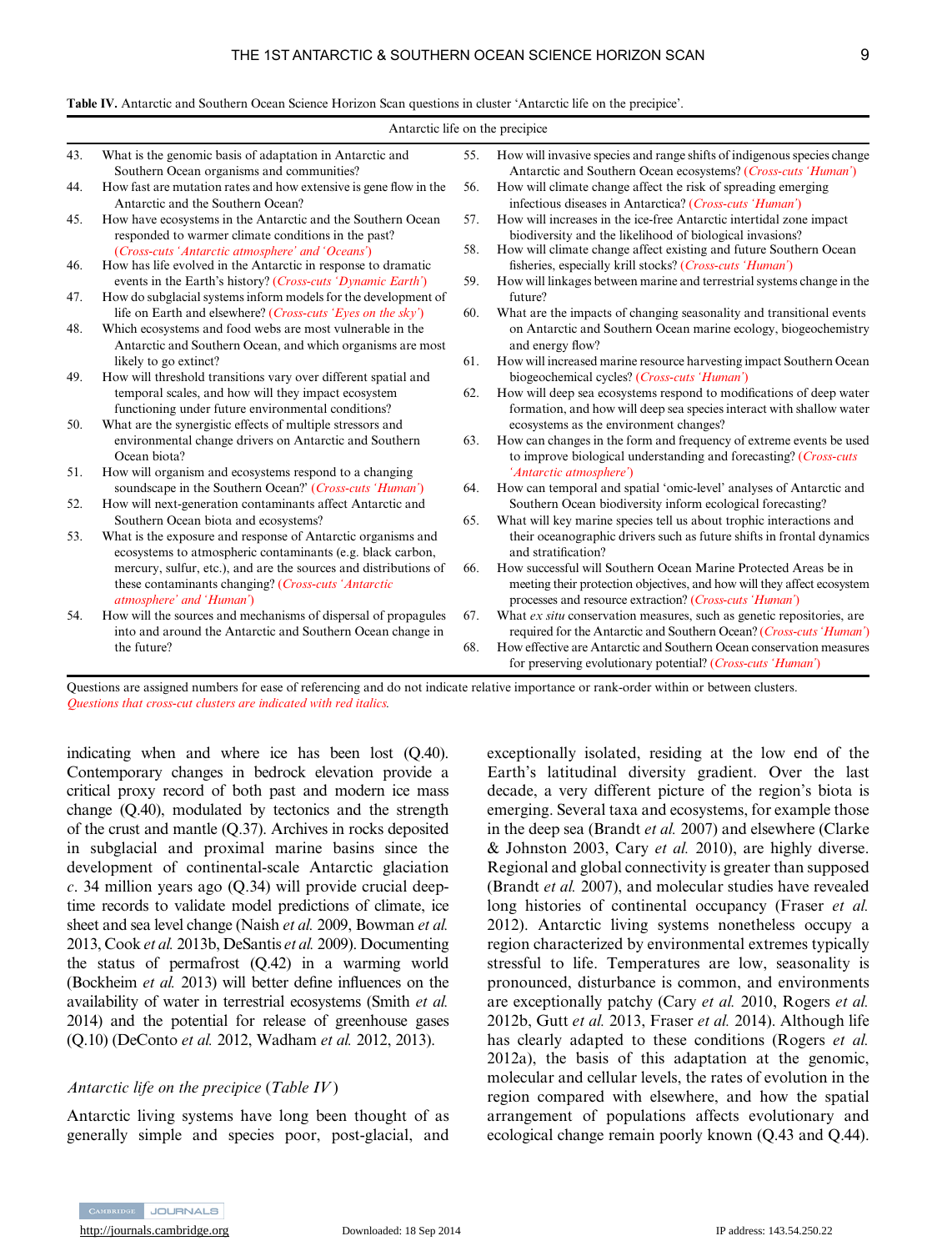**Table IV.** Antarctic and Southern Ocean Science Horizon Scan questions in cluster 'Antarctic life on the precipice'.

| Antarctic life on the precipice | | | |
|---|---|---|---|
| 43. | What is the genomic basis of adaptation in Antarctic and Southern Ocean organisms and communities? | 55. | How will invasive species and range shifts of indigenous species change Antarctic and Southern Ocean ecosystems? *(Cross-cuts 'Human')* |
| 44. | How fast are mutation rates and how extensive is gene flow in the Antarctic and the Southern Ocean? | 56. | How will climate change affect the risk of spreading emerging infectious diseases in Antarctica? *(Cross-cuts 'Human')* |
| 45. | How have ecosystems in the Antarctic and the Southern Ocean responded to warmer climate conditions in the past? *(Cross-cuts 'Antarctic atmosphere' and 'Oceans')* | 57. | How will increases in the ice-free Antarctic intertidal zone impact biodiversity and the likelihood of biological invasions? |
| 46. | How has life evolved in the Antarctic in response to dramatic events in the Earth's history? *(Cross-cuts 'Dynamic Earth')* | 58. | How will climate change affect existing and future Southern Ocean fisheries, especially krill stocks? *(Cross-cuts 'Human')* |
| 47. | How do subglacial systems inform models for the development of life on Earth and elsewhere? *(Cross-cuts 'Eyes on the sky')* | 59. | How will linkages between marine and terrestrial systems change in the future? |
| 48. | Which ecosystems and food webs are most vulnerable in the Antarctic and Southern Ocean, and which organisms are most likely to go extinct? | 60. | What are the impacts of changing seasonality and transitional events on Antarctic and Southern Ocean marine ecology, biogeochemistry and energy flow? |
| 49. | How will threshold transitions vary over different spatial and temporal scales, and how will they impact ecosystem functioning under future environmental conditions? | 61. | How will increased marine resource harvesting impact Southern Ocean biogeochemical cycles? *(Cross-cuts 'Human')* |
| 50. | What are the synergistic effects of multiple stressors and environmental change drivers on Antarctic and Southern Ocean biota? | 62. | How will deep sea ecosystems respond to modifications of deep water formation, and how will deep sea species interact with shallow water ecosystems as the environment changes? |
| 51. | How will organism and ecosystems respond to a changing soundscape in the Southern Ocean?' *(Cross-cuts 'Human')* | 63. | How can changes in the form and frequency of extreme events be used to improve biological understanding and forecasting? *(Cross-cuts 'Antarctic atmosphere')* |
| 52. | How will next-generation contaminants affect Antarctic and Southern Ocean biota and ecosystems? | 64. | How can temporal and spatial 'omic-level' analyses of Antarctic and Southern Ocean biodiversity inform ecological forecasting? |
| 53. | What is the exposure and response of Antarctic organisms and ecosystems to atmospheric contaminants (e.g. black carbon, mercury, sulfur, etc.), and are the sources and distributions of these contaminants changing? *(Cross-cuts 'Antarctic atmosphere' and 'Human')* | 65. | What will key marine species tell us about trophic interactions and their oceanographic drivers such as future shifts in frontal dynamics and stratification? |
| 54. | How will the sources and mechanisms of dispersal of propagules into and around the Antarctic and Southern Ocean change in the future? | 66. | How successful will Southern Ocean Marine Protected Areas be in meeting their protection objectives, and how will they affect ecosystem processes and resource extraction? *(Cross-cuts 'Human')* |
| | | 67. | What *ex situ* conservation measures, such as genetic repositories, are required for the Antarctic and Southern Ocean? *(Cross-cuts 'Human')* |
| | | 68. | How effective are Antarctic and Southern Ocean conservation measures for preserving evolutionary potential? *(Cross-cuts 'Human')* |

Questions are assigned numbers for ease of referencing and do not indicate relative importance or rank-order within or between clusters.
*Questions that cross-cut clusters are indicated with red italics.*

indicating when and where ice has been lost (Q.40). Contemporary changes in bedrock elevation provide a critical proxy record of both past and modern ice mass change (Q.40), modulated by tectonics and the strength of the crust and mantle (Q.37). Archives in rocks deposited in subglacial and proximal marine basins since the development of continental-scale Antarctic glaciation *c*. 34 million years ago (Q.34) will provide crucial deep-time records to validate model predictions of climate, ice sheet and sea level change (Naish *et al.* 2009, Bowman *et al.* 2013, Cook *et al.* 2013b, DeSantis *et al.* 2009). Documenting the status of permafrost (Q.42) in a warming world (Bockheim *et al.* 2013) will better define influences on the availability of water in terrestrial ecosystems (Smith *et al.* 2014) and the potential for release of greenhouse gases (Q.10) (DeConto *et al.* 2012, Wadham *et al.* 2012, 2013).

### *Antarctic life on the precipice* (*Table IV*)

Antarctic living systems have long been thought of as generally simple and species poor, post-glacial, and exceptionally isolated, residing at the low end of the Earth's latitudinal diversity gradient. Over the last decade, a very different picture of the region's biota is emerging. Several taxa and ecosystems, for example those in the deep sea (Brandt *et al.* 2007) and elsewhere (Clarke & Johnston 2003, Cary *et al.* 2010), are highly diverse. Regional and global connectivity is greater than supposed (Brandt *et al.* 2007), and molecular studies have revealed long histories of continental occupancy (Fraser *et al.* 2012). Antarctic living systems nonetheless occupy a region characterized by environmental extremes typically stressful to life. Temperatures are low, seasonality is pronounced, disturbance is common, and environments are exceptionally patchy (Cary *et al.* 2010, Rogers *et al.* 2012b, Gutt *et al.* 2013, Fraser *et al.* 2014). Although life has clearly adapted to these conditions (Rogers *et al.* 2012a), the basis of this adaptation at the genomic, molecular and cellular levels, the rates of evolution in the region compared with elsewhere, and how the spatial arrangement of populations affects evolutionary and ecological change remain poorly known (Q.43 and Q.44).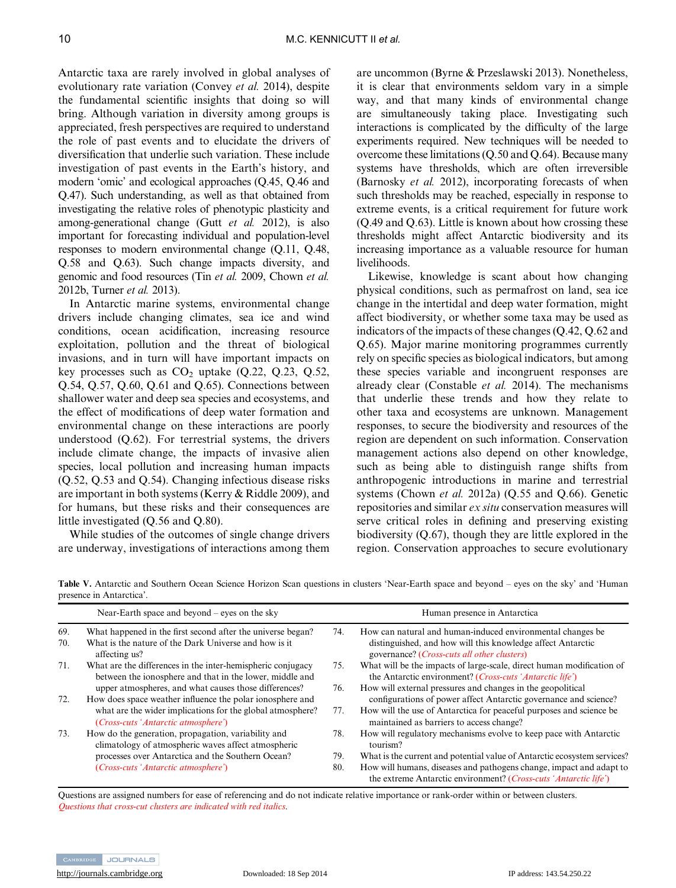Antarctic taxa are rarely involved in global analyses of evolutionary rate variation (Convey *et al.* 2014), despite the fundamental scientific insights that doing so will bring. Although variation in diversity among groups is appreciated, fresh perspectives are required to understand the role of past events and to elucidate the drivers of diversification that underlie such variation. These include investigation of past events in the Earth's history, and modern 'omic' and ecological approaches (Q.45, Q.46 and Q.47). Such understanding, as well as that obtained from investigating the relative roles of phenotypic plasticity and among-generational change (Gutt *et al.* 2012), is also important for forecasting individual and population-level responses to modern environmental change (Q.11, Q.48, Q.58 and Q.63). Such change impacts diversity, and genomic and food resources (Tin *et al.* 2009, Chown *et al.* 2012b, Turner *et al.* 2013).

In Antarctic marine systems, environmental change drivers include changing climates, sea ice and wind conditions, ocean acidification, increasing resource exploitation, pollution and the threat of biological invasions, and in turn will have important impacts on key processes such as $CO_2$ uptake (Q.22, Q.23, Q.52, Q.54, Q.57, Q.60, Q.61 and Q.65). Connections between shallower water and deep sea species and ecosystems, and the effect of modifications of deep water formation and environmental change on these interactions are poorly understood (Q.62). For terrestrial systems, the drivers include climate change, the impacts of invasive alien species, local pollution and increasing human impacts (Q.52, Q.53 and Q.54). Changing infectious disease risks are important in both systems (Kerry & Riddle 2009), and for humans, but these risks and their consequences are little investigated (Q.56 and Q.80).

While studies of the outcomes of single change drivers are underway, investigations of interactions among them are uncommon (Byrne & Przeslawski 2013). Nonetheless, it is clear that environments seldom vary in a simple way, and that many kinds of environmental change are simultaneously taking place. Investigating such interactions is complicated by the difficulty of the large experiments required. New techniques will be needed to overcome these limitations (Q.50 and Q.64). Because many systems have thresholds, which are often irreversible (Barnosky *et al.* 2012), incorporating forecasts of when such thresholds may be reached, especially in response to extreme events, is a critical requirement for future work (Q.49 and Q.63). Little is known about how crossing these thresholds might affect Antarctic biodiversity and its increasing importance as a valuable resource for human livelihoods.

Likewise, knowledge is scant about how changing physical conditions, such as permafrost on land, sea ice change in the intertidal and deep water formation, might affect biodiversity, or whether some taxa may be used as indicators of the impacts of these changes (Q.42, Q.62 and Q.65). Major marine monitoring programmes currently rely on specific species as biological indicators, but among these species variable and incongruent responses are already clear (Constable *et al.* 2014). The mechanisms that underlie these trends and how they relate to other taxa and ecosystems are unknown. Management responses, to secure the biodiversity and resources of the region are dependent on such information. Conservation management actions also depend on other knowledge, such as being able to distinguish range shifts from anthropogenic introductions in marine and terrestrial systems (Chown *et al.* 2012a) (Q.55 and Q.66). Genetic repositories and similar *ex situ* conservation measures will serve critical roles in defining and preserving existing biodiversity (Q.67), though they are little explored in the region. Conservation approaches to secure evolutionary

**Table V.** Antarctic and Southern Ocean Science Horizon Scan questions in clusters 'Near-Earth space and beyond – eyes on the sky' and 'Human presence in Antarctica'.

| | Near-Earth space and beyond – eyes on the sky | | Human presence in Antarctica |
|---|---|---|---|
| 69. | What happened in the first second after the universe began? | 74. | How can natural and human-induced environmental changes be distinguished, and how will this knowledge affect Antarctic governance? *(Cross-cuts all other clusters)* |
| 70. | What is the nature of the Dark Universe and how is it affecting us? | 75. | What will be the impacts of large-scale, direct human modification of the Antarctic environment? *(Cross-cuts 'Antarctic life')* |
| 71. | What are the differences in the inter-hemispheric conjugacy between the ionosphere and that in the lower, middle and upper atmospheres, and what causes those differences? | 76. | How will external pressures and changes in the geopolitical configurations of power affect Antarctic governance and science? |
| 72. | How does space weather influence the polar ionosphere and what are the wider implications for the global atmosphere? *(Cross-cuts 'Antarctic atmosphere')* | 77. | How will the use of Antarctica for peaceful purposes and science be maintained as barriers to access change? |
| 73. | How do the generation, propagation, variability and climatology of atmospheric waves affect atmospheric processes over Antarctica and the Southern Ocean? *(Cross-cuts 'Antarctic atmosphere')* | 78. | How will regulatory mechanisms evolve to keep pace with Antarctic tourism? |
| | | 79. | What is the current and potential value of Antarctic ecosystem services? |
| | | 80. | How will humans, diseases and pathogens change, impact and adapt to the extreme Antarctic environment? *(Cross-cuts 'Antarctic life')* |

Questions are assigned numbers for ease of referencing and do not indicate relative importance or rank-order within or between clusters.
*Questions that cross-cut clusters are indicated with red italics.*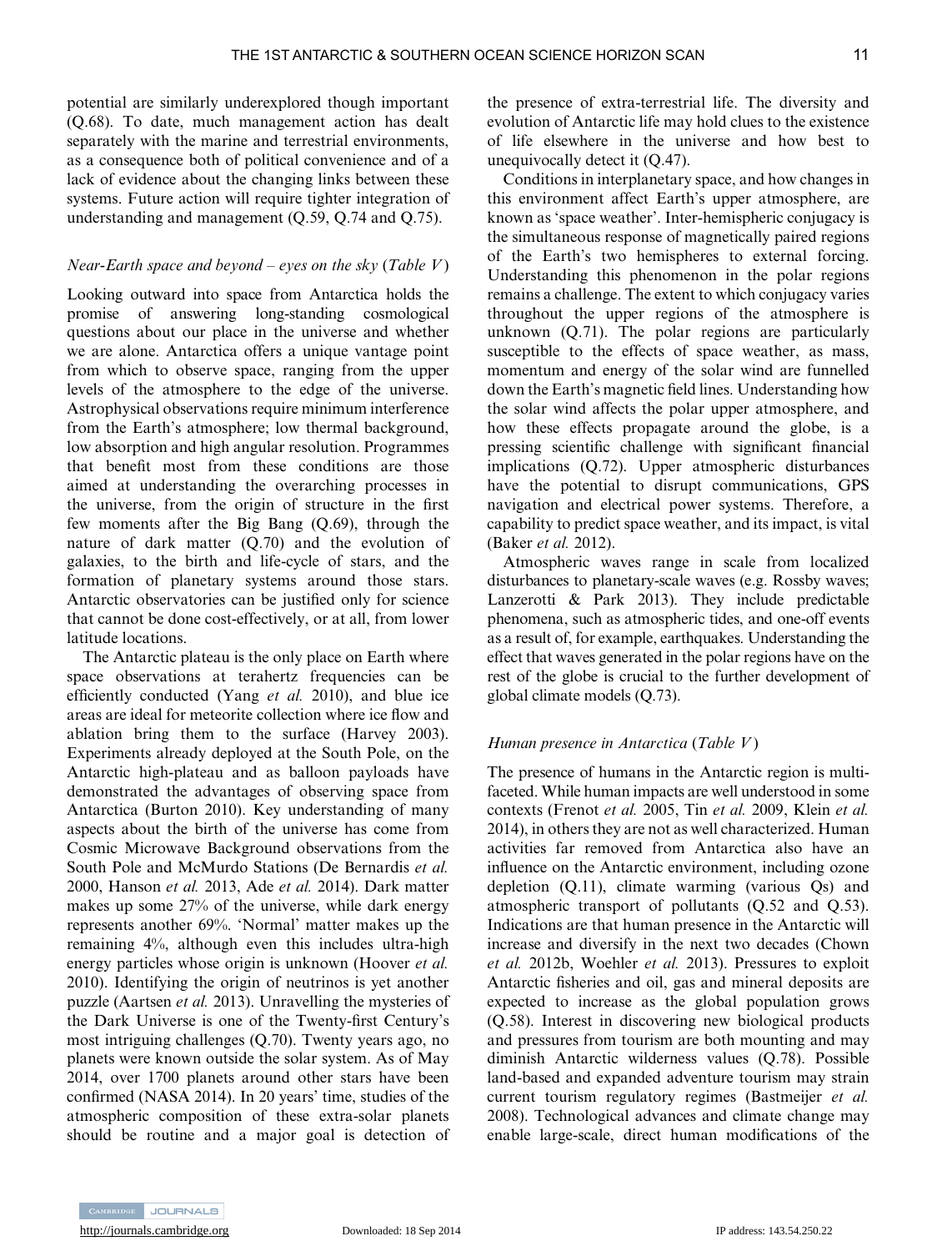potential are similarly underexplored though important (Q.68). To date, much management action has dealt separately with the marine and terrestrial environments, as a consequence both of political convenience and of a lack of evidence about the changing links between these systems. Future action will require tighter integration of understanding and management (Q.59, Q.74 and Q.75).

### *Near-Earth space and beyond – eyes on the sky* (*Table V*)

Looking outward into space from Antarctica holds the promise of answering long-standing cosmological questions about our place in the universe and whether we are alone. Antarctica offers a unique vantage point from which to observe space, ranging from the upper levels of the atmosphere to the edge of the universe. Astrophysical observations require minimum interference from the Earth's atmosphere; low thermal background, low absorption and high angular resolution. Programmes that benefit most from these conditions are those aimed at understanding the overarching processes in the universe, from the origin of structure in the first few moments after the Big Bang (Q.69), through the nature of dark matter (Q.70) and the evolution of galaxies, to the birth and life-cycle of stars, and the formation of planetary systems around those stars. Antarctic observatories can be justified only for science that cannot be done cost-effectively, or at all, from lower latitude locations.

The Antarctic plateau is the only place on Earth where space observations at terahertz frequencies can be efficiently conducted (Yang *et al.* 2010), and blue ice areas are ideal for meteorite collection where ice flow and ablation bring them to the surface (Harvey 2003). Experiments already deployed at the South Pole, on the Antarctic high-plateau and as balloon payloads have demonstrated the advantages of observing space from Antarctica (Burton 2010). Key understanding of many aspects about the birth of the universe has come from Cosmic Microwave Background observations from the South Pole and McMurdo Stations (De Bernardis *et al.* 2000, Hanson *et al.* 2013, Ade *et al.* 2014). Dark matter makes up some 27% of the universe, while dark energy represents another 69%. 'Normal' matter makes up the remaining 4%, although even this includes ultra-high energy particles whose origin is unknown (Hoover *et al.* 2010). Identifying the origin of neutrinos is yet another puzzle (Aartsen *et al.* 2013). Unravelling the mysteries of the Dark Universe is one of the Twenty-first Century's most intriguing challenges (Q.70). Twenty years ago, no planets were known outside the solar system. As of May 2014, over 1700 planets around other stars have been confirmed (NASA 2014). In 20 years' time, studies of the atmospheric composition of these extra-solar planets should be routine and a major goal is detection of the presence of extra-terrestrial life. The diversity and evolution of Antarctic life may hold clues to the existence of life elsewhere in the universe and how best to unequivocally detect it (Q.47).

Conditions in interplanetary space, and how changes in this environment affect Earth's upper atmosphere, are known as 'space weather'. Inter-hemispheric conjugacy is the simultaneous response of magnetically paired regions of the Earth's two hemispheres to external forcing. Understanding this phenomenon in the polar regions remains a challenge. The extent to which conjugacy varies throughout the upper regions of the atmosphere is unknown (Q.71). The polar regions are particularly susceptible to the effects of space weather, as mass, momentum and energy of the solar wind are funnelled down the Earth's magnetic field lines. Understanding how the solar wind affects the polar upper atmosphere, and how these effects propagate around the globe, is a pressing scientific challenge with significant financial implications (Q.72). Upper atmospheric disturbances have the potential to disrupt communications, GPS navigation and electrical power systems. Therefore, a capability to predict space weather, and its impact, is vital (Baker *et al.* 2012).

Atmospheric waves range in scale from localized disturbances to planetary-scale waves (e.g. Rossby waves; Lanzerotti & Park 2013). They include predictable phenomena, such as atmospheric tides, and one-off events as a result of, for example, earthquakes. Understanding the effect that waves generated in the polar regions have on the rest of the globe is crucial to the further development of global climate models (Q.73).

### *Human presence in Antarctica* (*Table V*)

The presence of humans in the Antarctic region is multi-faceted. While human impacts are well understood in some contexts (Frenot *et al.* 2005, Tin *et al.* 2009, Klein *et al.* 2014), in others they are not as well characterized. Human activities far removed from Antarctica also have an influence on the Antarctic environment, including ozone depletion (Q.11), climate warming (various Qs) and atmospheric transport of pollutants (Q.52 and Q.53). Indications are that human presence in the Antarctic will increase and diversify in the next two decades (Chown *et al.* 2012b, Woehler *et al.* 2013). Pressures to exploit Antarctic fisheries and oil, gas and mineral deposits are expected to increase as the global population grows (Q.58). Interest in discovering new biological products and pressures from tourism are both mounting and may diminish Antarctic wilderness values (Q.78). Possible land-based and expanded adventure tourism may strain current tourism regulatory regimes (Bastmeijer *et al.* 2008). Technological advances and climate change may enable large-scale, direct human modifications of the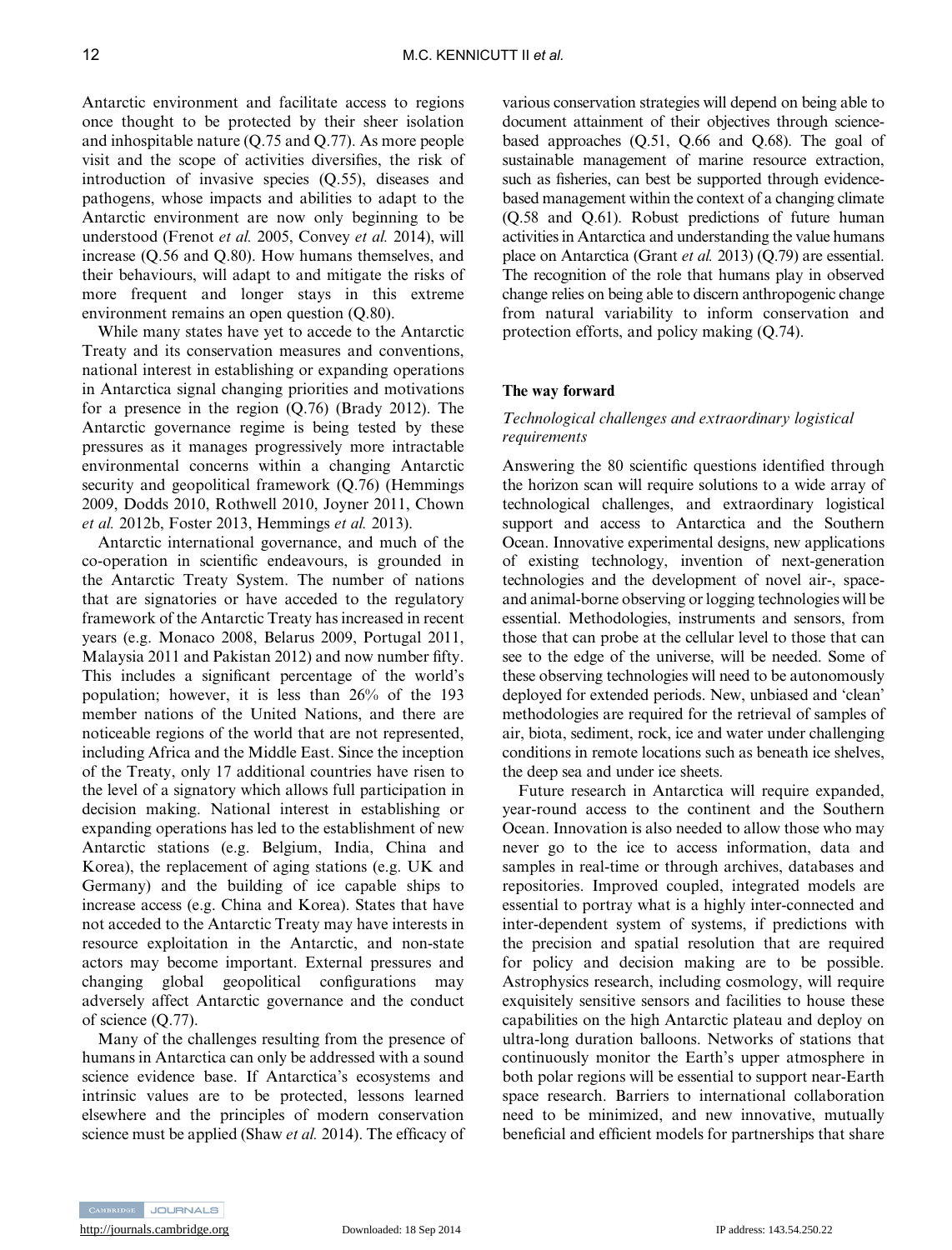Antarctic environment and facilitate access to regions once thought to be protected by their sheer isolation and inhospitable nature (Q.75 and Q.77). As more people visit and the scope of activities diversifies, the risk of introduction of invasive species (Q.55), diseases and pathogens, whose impacts and abilities to adapt to the Antarctic environment are now only beginning to be understood (Frenot *et al.* 2005, Convey *et al.* 2014), will increase (Q.56 and Q.80). How humans themselves, and their behaviours, will adapt to and mitigate the risks of more frequent and longer stays in this extreme environment remains an open question (Q.80).

While many states have yet to accede to the Antarctic Treaty and its conservation measures and conventions, national interest in establishing or expanding operations in Antarctica signal changing priorities and motivations for a presence in the region (Q.76) (Brady 2012). The Antarctic governance regime is being tested by these pressures as it manages progressively more intractable environmental concerns within a changing Antarctic security and geopolitical framework (Q.76) (Hemmings 2009, Dodds 2010, Rothwell 2010, Joyner 2011, Chown *et al.* 2012b, Foster 2013, Hemmings *et al.* 2013).

Antarctic international governance, and much of the co-operation in scientific endeavours, is grounded in the Antarctic Treaty System. The number of nations that are signatories or have acceded to the regulatory framework of the Antarctic Treaty has increased in recent years (e.g. Monaco 2008, Belarus 2009, Portugal 2011, Malaysia 2011 and Pakistan 2012) and now number fifty. This includes a significant percentage of the world's population; however, it is less than 26% of the 193 member nations of the United Nations, and there are noticeable regions of the world that are not represented, including Africa and the Middle East. Since the inception of the Treaty, only 17 additional countries have risen to the level of a signatory which allows full participation in decision making. National interest in establishing or expanding operations has led to the establishment of new Antarctic stations (e.g. Belgium, India, China and Korea), the replacement of aging stations (e.g. UK and Germany) and the building of ice capable ships to increase access (e.g. China and Korea). States that have not acceded to the Antarctic Treaty may have interests in resource exploitation in the Antarctic, and non-state actors may become important. External pressures and changing global geopolitical configurations may adversely affect Antarctic governance and the conduct of science (Q.77).

Many of the challenges resulting from the presence of humans in Antarctica can only be addressed with a sound science evidence base. If Antarctica's ecosystems and intrinsic values are to be protected, lessons learned elsewhere and the principles of modern conservation science must be applied (Shaw *et al.* 2014). The efficacy of various conservation strategies will depend on being able to document attainment of their objectives through science-based approaches (Q.51, Q.66 and Q.68). The goal of sustainable management of marine resource extraction, such as fisheries, can best be supported through evidence-based management within the context of a changing climate (Q.58 and Q.61). Robust predictions of future human activities in Antarctica and understanding the value humans place on Antarctica (Grant *et al.* 2013) (Q.79) are essential. The recognition of the role that humans play in observed change relies on being able to discern anthropogenic change from natural variability to inform conservation and protection efforts, and policy making (Q.74).

## The way forward

### *Technological challenges and extraordinary logistical requirements*

Answering the 80 scientific questions identified through the horizon scan will require solutions to a wide array of technological challenges, and extraordinary logistical support and access to Antarctica and the Southern Ocean. Innovative experimental designs, new applications of existing technology, invention of next-generation technologies and the development of novel air-, space- and animal-borne observing or logging technologies will be essential. Methodologies, instruments and sensors, from those that can probe at the cellular level to those that can see to the edge of the universe, will be needed. Some of these observing technologies will need to be autonomously deployed for extended periods. New, unbiased and 'clean' methodologies are required for the retrieval of samples of air, biota, sediment, rock, ice and water under challenging conditions in remote locations such as beneath ice shelves, the deep sea and under ice sheets.

Future research in Antarctica will require expanded, year-round access to the continent and the Southern Ocean. Innovation is also needed to allow those who may never go to the ice to access information, data and samples in real-time or through archives, databases and repositories. Improved coupled, integrated models are essential to portray what is a highly inter-connected and inter-dependent system of systems, if predictions with the precision and spatial resolution that are required for policy and decision making are to be possible. Astrophysics research, including cosmology, will require exquisitely sensitive sensors and facilities to house these capabilities on the high Antarctic plateau and deploy on ultra-long duration balloons. Networks of stations that continuously monitor the Earth's upper atmosphere in both polar regions will be essential to support near-Earth space research. Barriers to international collaboration need to be minimized, and new innovative, mutually beneficial and efficient models for partnerships that share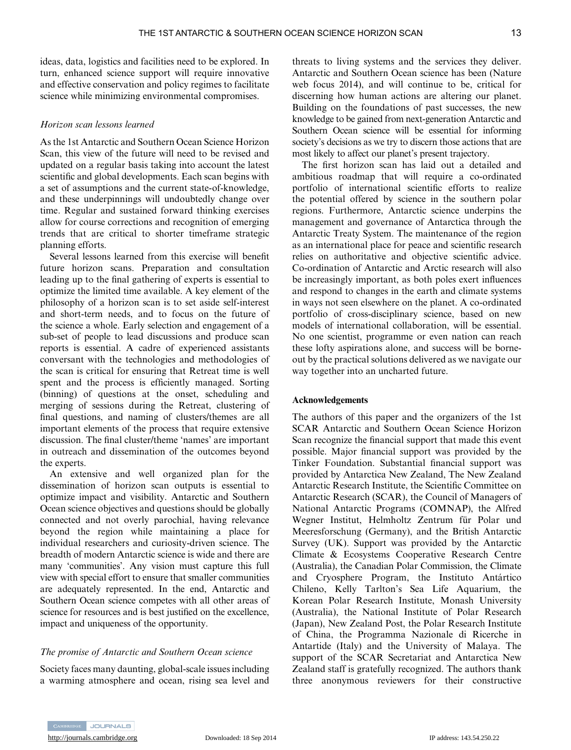ideas, data, logistics and facilities need to be explored. In turn, enhanced science support will require innovative and effective conservation and policy regimes to facilitate science while minimizing environmental compromises.

### *Horizon scan lessons learned*

As the 1st Antarctic and Southern Ocean Science Horizon Scan, this view of the future will need to be revised and updated on a regular basis taking into account the latest scientific and global developments. Each scan begins with a set of assumptions and the current state-of-knowledge, and these underpinnings will undoubtedly change over time. Regular and sustained forward thinking exercises allow for course corrections and recognition of emerging trends that are critical to shorter timeframe strategic planning efforts.

Several lessons learned from this exercise will benefit future horizon scans. Preparation and consultation leading up to the final gathering of experts is essential to optimize the limited time available. A key element of the philosophy of a horizon scan is to set aside self-interest and short-term needs, and to focus on the future of the science a whole. Early selection and engagement of a sub-set of people to lead discussions and produce scan reports is essential. A cadre of experienced assistants conversant with the technologies and methodologies of the scan is critical for ensuring that Retreat time is well spent and the process is efficiently managed. Sorting (binning) of questions at the onset, scheduling and merging of sessions during the Retreat, clustering of final questions, and naming of clusters/themes are all important elements of the process that require extensive discussion. The final cluster/theme 'names' are important in outreach and dissemination of the outcomes beyond the experts.

An extensive and well organized plan for the dissemination of horizon scan outputs is essential to optimize impact and visibility. Antarctic and Southern Ocean science objectives and questions should be globally connected and not overly parochial, having relevance beyond the region while maintaining a place for individual researchers and curiosity-driven science. The breadth of modern Antarctic science is wide and there are many 'communities'. Any vision must capture this full view with special effort to ensure that smaller communities are adequately represented. In the end, Antarctic and Southern Ocean science competes with all other areas of science for resources and is best justified on the excellence, impact and uniqueness of the opportunity.

### *The promise of Antarctic and Southern Ocean science*

Society faces many daunting, global-scale issues including a warming atmosphere and ocean, rising sea level and threats to living systems and the services they deliver. Antarctic and Southern Ocean science has been (Nature web focus 2014), and will continue to be, critical for discerning how human actions are altering our planet. Building on the foundations of past successes, the new knowledge to be gained from next-generation Antarctic and Southern Ocean science will be essential for informing society's decisions as we try to discern those actions that are most likely to affect our planet's present trajectory.

The first horizon scan has laid out a detailed and ambitious roadmap that will require a co-ordinated portfolio of international scientific efforts to realize the potential offered by science in the southern polar regions. Furthermore, Antarctic science underpins the management and governance of Antarctica through the Antarctic Treaty System. The maintenance of the region as an international place for peace and scientific research relies on authoritative and objective scientific advice. Co-ordination of Antarctic and Arctic research will also be increasingly important, as both poles exert influences and respond to changes in the earth and climate systems in ways not seen elsewhere on the planet. A co-ordinated portfolio of cross-disciplinary science, based on new models of international collaboration, will be essential. No one scientist, programme or even nation can reach these lofty aspirations alone, and success will be borne-out by the practical solutions delivered as we navigate our way together into an uncharted future.

### **Acknowledgements**

The authors of this paper and the organizers of the 1st SCAR Antarctic and Southern Ocean Science Horizon Scan recognize the financial support that made this event possible. Major financial support was provided by the Tinker Foundation. Substantial financial support was provided by Antarctica New Zealand, The New Zealand Antarctic Research Institute, the Scientific Committee on Antarctic Research (SCAR), the Council of Managers of National Antarctic Programs (COMNAP), the Alfred Wegner Institut, Helmholtz Zentrum für Polar und Meeresforschung (Germany), and the British Antarctic Survey (UK). Support was provided by the Antarctic Climate & Ecosystems Cooperative Research Centre (Australia), the Canadian Polar Commission, the Climate and Cryosphere Program, the Instituto Antártico Chileno, Kelly Tarlton's Sea Life Aquarium, the Korean Polar Research Institute, Monash University (Australia), the National Institute of Polar Research (Japan), New Zealand Post, the Polar Research Institute of China, the Programma Nazionale di Ricerche in Antartide (Italy) and the University of Malaya. The support of the SCAR Secretariat and Antarctica New Zealand staff is gratefully recognized. The authors thank three anonymous reviewers for their constructive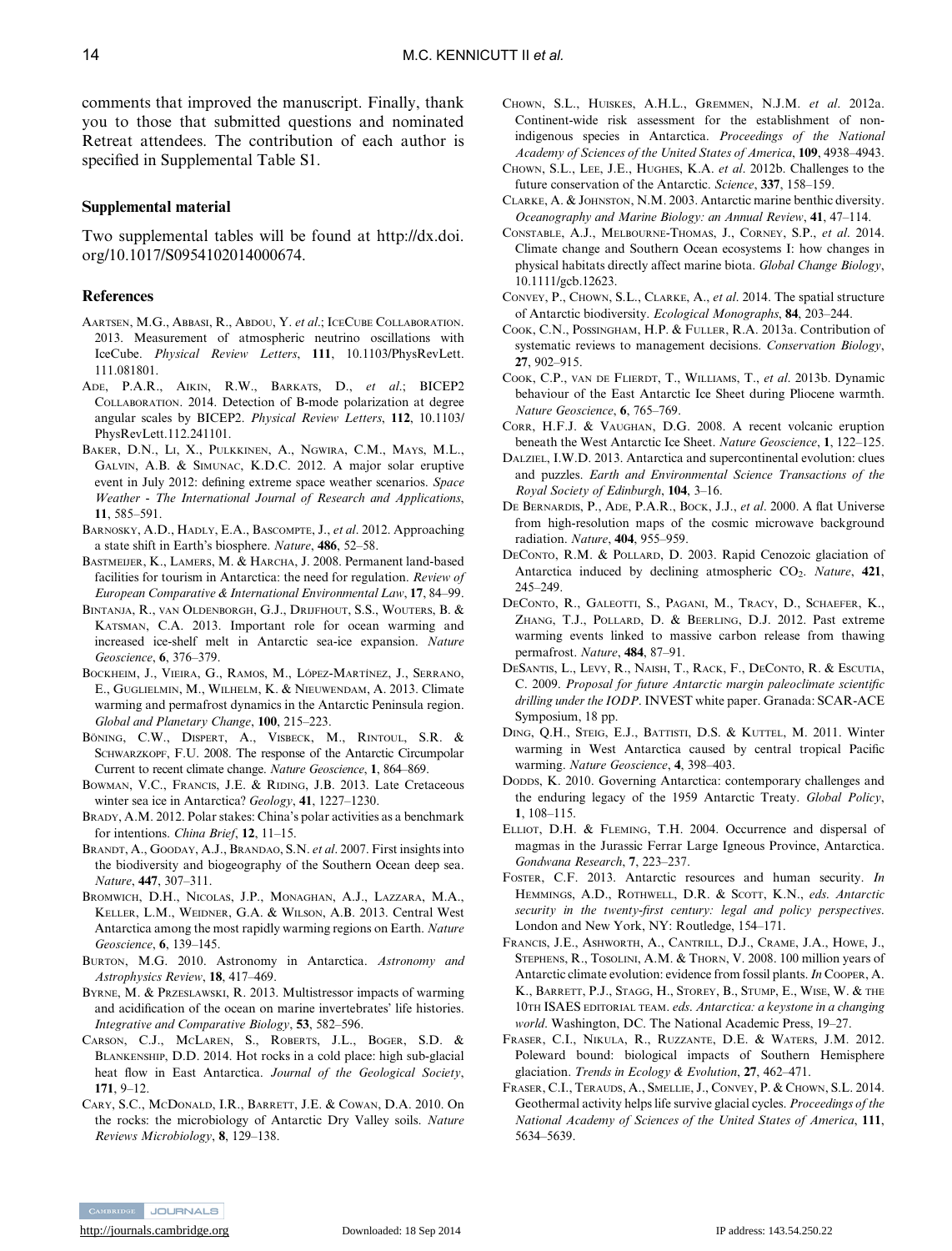comments that improved the manuscript. Finally, thank you to those that submitted questions and nominated Retreat attendees. The contribution of each author is specified in Supplemental Table S1.

### Supplemental material

Two supplemental tables will be found at http://dx.doi.org/10.1017/S0954102014000674.

### References

Aartsen, M.G., Abbasi, R., Abdou, Y. *et al*.; IceCube Collaboration. 2013. Measurement of atmospheric neutrino oscillations with IceCube. *Physical Review Letters*, **111**, 10.1103/PhysRevLett.111.081801.

Ade, P.A.R., Aikin, R.W., Barkats, D., *et al*.; BICEP2 Collaboration. 2014. Detection of B-mode polarization at degree angular scales by BICEP2. *Physical Review Letters*, **112**, 10.1103/PhysRevLett.112.241101.

Baker, D.N., Li, X., Pulkkinen, A., Ngwira, C.M., Mays, M.L., Galvin, A.B. & Simunac, K.D.C. 2012. A major solar eruptive event in July 2012: defining extreme space weather scenarios. *Space Weather - The International Journal of Research and Applications*, **11**, 585–591.

Barnosky, A.D., Hadly, E.A., Bascompte, J., *et al*. 2012. Approaching a state shift in Earth's biosphere. *Nature*, **486**, 52–58.

Bastmeijer, K., Lamers, M. & Harcha, J. 2008. Permanent land-based facilities for tourism in Antarctica: the need for regulation. *Review of European Comparative & International Environmental Law*, **17**, 84–99.

Bintanja, R., van Oldenborgh, G.J., Drijfhout, S.S., Wouters, B. & Katsman, C.A. 2013. Important role for ocean warming and increased ice-shelf melt in Antarctic sea-ice expansion. *Nature Geoscience*, **6**, 376–379.

Bockheim, J., Vieira, G., Ramos, M., López-Martínez, J., Serrano, E., Guglielmin, M., Wilhelm, K. & Nieuwendam, A. 2013. Climate warming and permafrost dynamics in the Antarctic Peninsula region. *Global and Planetary Change*, **100**, 215–223.

Böning, C.W., Dispert, A., Visbeck, M., Rintoul, S.R. & Schwarzkopf, F.U. 2008. The response of the Antarctic Circumpolar Current to recent climate change. *Nature Geoscience*, **1**, 864–869.

Bowman, V.C., Francis, J.E. & Riding, J.B. 2013. Late Cretaceous winter sea ice in Antarctica? *Geology*, **41**, 1227–1230.

Brady, A.M. 2012. Polar stakes: China's polar activities as a benchmark for intentions. *China Brief*, **12**, 11–15.

Brandt, A., Gooday, A.J., Brandao, S.N. *et al*. 2007. First insights into the biodiversity and biogeography of the Southern Ocean deep sea. *Nature*, **447**, 307–311.

Bromwich, D.H., Nicolas, J.P., Monaghan, A.J., Lazzara, M.A., Keller, L.M., Weidner, G.A. & Wilson, A.B. 2013. Central West Antarctica among the most rapidly warming regions on Earth. *Nature Geoscience*, **6**, 139–145.

Burton, M.G. 2010. Astronomy in Antarctica. *Astronomy and Astrophysics Review*, **18**, 417–469.

Byrne, M. & Przeslawski, R. 2013. Multistressor impacts of warming and acidification of the ocean on marine invertebrates' life histories. *Integrative and Comparative Biology*, **53**, 582–596.

Carson, C.J., McLaren, S., Roberts, J.L., Boger, S.D. & Blankenship, D.D. 2014. Hot rocks in a cold place: high sub-glacial heat flow in East Antarctica. *Journal of the Geological Society*, **171**, 9–12.

Cary, S.C., McDonald, I.R., Barrett, J.E. & Cowan, D.A. 2010. On the rocks: the microbiology of Antarctic Dry Valley soils. *Nature Reviews Microbiology*, **8**, 129–138.

Chown, S.L., Huiskes, A.H.L., Gremmen, N.J.M. *et al*. 2012a. Continent-wide risk assessment for the establishment of non-indigenous species in Antarctica. *Proceedings of the National Academy of Sciences of the United States of America*, **109**, 4938–4943.

Chown, S.L., Lee, J.E., Hughes, K.A. *et al*. 2012b. Challenges to the future conservation of the Antarctic. *Science*, **337**, 158–159.

Clarke, A. & Johnston, N.M. 2003. Antarctic marine benthic diversity. *Oceanography and Marine Biology: an Annual Review*, **41**, 47–114.

Constable, A.J., Melbourne-Thomas, J., Corney, S.P., *et al*. 2014. Climate change and Southern Ocean ecosystems I: how changes in physical habitats directly affect marine biota. *Global Change Biology*, 10.1111/gcb.12623.

Convey, P., Chown, S.L., Clarke, A., *et al*. 2014. The spatial structure of Antarctic biodiversity. *Ecological Monographs*, **84**, 203–244.

Cook, C.N., Possingham, H.P. & Fuller, R.A. 2013a. Contribution of systematic reviews to management decisions. *Conservation Biology*, **27**, 902–915.

Cook, C.P., van de Flierdt, T., Williams, T., *et al*. 2013b. Dynamic behaviour of the East Antarctic Ice Sheet during Pliocene warmth. *Nature Geoscience*, **6**, 765–769.

Corr, H.F.J. & Vaughan, D.G. 2008. A recent volcanic eruption beneath the West Antarctic Ice Sheet. *Nature Geoscience*, **1**, 122–125.

Dalziel, I.W.D. 2013. Antarctica and supercontinental evolution: clues and puzzles. *Earth and Environmental Science Transactions of the Royal Society of Edinburgh*, **104**, 3–16.

De Bernardis, P., Ade, P.A.R., Bock, J.J., *et al*. 2000. A flat Universe from high-resolution maps of the cosmic microwave background radiation. *Nature*, **404**, 955–959.

DeConto, R.M. & Pollard, D. 2003. Rapid Cenozoic glaciation of Antarctica induced by declining atmospheric $CO_2$. *Nature*, **421**, 245–249.

DeConto, R., Galeotti, S., Pagani, M., Tracy, D., Schaefer, K., Zhang, T.J., Pollard, D. & Beerling, D.J. 2012. Past extreme warming events linked to massive carbon release from thawing permafrost. *Nature*, **484**, 87–91.

DeSantis, L., Levy, R., Naish, T., Rack, F., DeConto, R. & Escutia, C. 2009. *Proposal for future Antarctic margin paleoclimate scientific drilling under the IODP*. INVEST white paper. Granada: SCAR-ACE Symposium, 18 pp.

Ding, Q.H., Steig, E.J., Battisti, D.S. & Kuttel, M. 2011. Winter warming in West Antarctica caused by central tropical Pacific warming. *Nature Geoscience*, **4**, 398–403.

Dodds, K. 2010. Governing Antarctica: contemporary challenges and the enduring legacy of the 1959 Antarctic Treaty. *Global Policy*, **1**, 108–115.

Elliot, D.H. & Fleming, T.H. 2004. Occurrence and dispersal of magmas in the Jurassic Ferrar Large Igneous Province, Antarctica. *Gondwana Research*, **7**, 223–237.

Foster, C.F. 2013. Antarctic resources and human security. *In* Hemmings, A.D., Rothwell, D.R. & Scott, K.N., *eds. Antarctic security in the twenty-first century: legal and policy perspectives*. London and New York, NY: Routledge, 154–171.

Francis, J.E., Ashworth, A., Cantrill, D.J., Crame, J.A., Howe, J., Stephens, R., Tosolini, A.M. & Thorn, V. 2008. 100 million years of Antarctic climate evolution: evidence from fossil plants. *In* Cooper, A. K., Barrett, P.J., Stagg, H., Storey, B., Stump, E., Wise, W. & the 10th ISAES editorial team. *eds. Antarctica: a keystone in a changing world*. Washington, DC. The National Academic Press, 19–27.

Fraser, C.I., Nikula, R., Ruzzante, D.E. & Waters, J.M. 2012. Poleward bound: biological impacts of Southern Hemisphere glaciation. *Trends in Ecology & Evolution*, **27**, 462–471.

Fraser, C.I., Terauds, A., Smellie, J., Convey, P. & Chown, S.L. 2014. Geothermal activity helps life survive glacial cycles. *Proceedings of the National Academy of Sciences of the United States of America*, **111**, 5634–5639.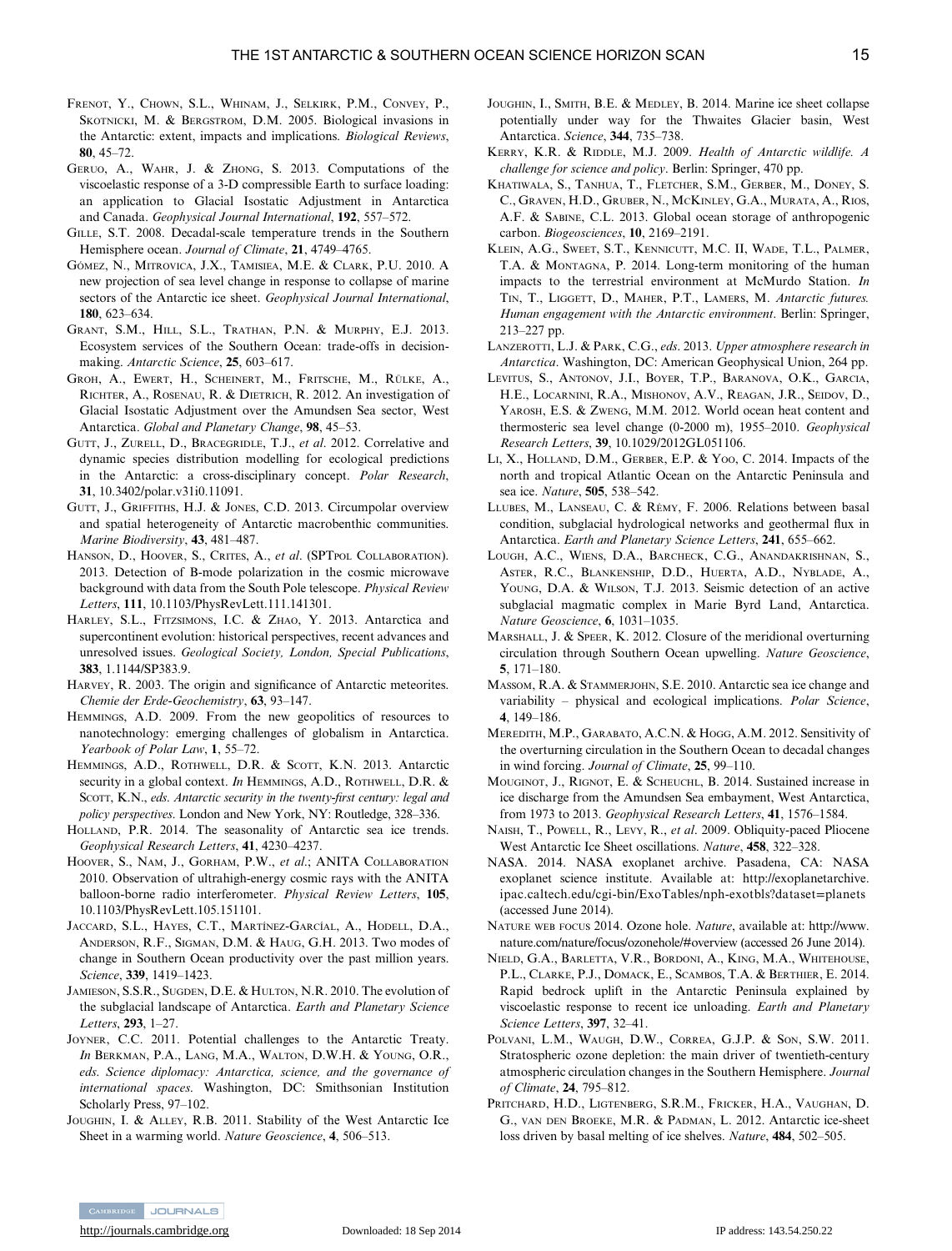Frenot, Y., Chown, S.L., Whinam, J., Selkirk, P.M., Convey, P., Skotnicki, M. & Bergstrom, D.M. 2005. Biological invasions in the Antarctic: extent, impacts and implications. *Biological Reviews*, **80**, 45–72.

Geruo, A., Wahr, J. & Zhong, S. 2013. Computations of the viscoelastic response of a 3-D compressible Earth to surface loading: an application to Glacial Isostatic Adjustment in Antarctica and Canada. *Geophysical Journal International*, **192**, 557–572.

Gille, S.T. 2008. Decadal-scale temperature trends in the Southern Hemisphere ocean. *Journal of Climate*, **21**, 4749–4765.

Gómez, N., Mitrovica, J.X., Tamisiea, M.E. & Clark, P.U. 2010. A new projection of sea level change in response to collapse of marine sectors of the Antarctic ice sheet. *Geophysical Journal International*, **180**, 623–634.

Grant, S.M., Hill, S.L., Trathan, P.N. & Murphy, E.J. 2013. Ecosystem services of the Southern Ocean: trade-offs in decision-making. *Antarctic Science*, **25**, 603–617.

Groh, A., Ewert, H., Scheinert, M., Fritsche, M., Rülke, A., Richter, A., Rosenau, R. & Dietrich, R. 2012. An investigation of Glacial Isostatic Adjustment over the Amundsen Sea sector, West Antarctica. *Global and Planetary Change*, **98**, 45–53.

Gutt, J., Zurell, D., Bracegridle, T.J., *et al*. 2012. Correlative and dynamic species distribution modelling for ecological predictions in the Antarctic: a cross-disciplinary concept. *Polar Research*, **31**, 10.3402/polar.v31i0.11091.

Gutt, J., Griffiths, H.J. & Jones, C.D. 2013. Circumpolar overview and spatial heterogeneity of Antarctic macrobenthic communities. *Marine Biodiversity*, **43**, 481–487.

Hanson, D., Hoover, S., Crites, A., *et al*. (SPTpol Collaboration). 2013. Detection of B-mode polarization in the cosmic microwave background with data from the South Pole telescope. *Physical Review Letters*, **111**, 10.1103/PhysRevLett.111.141301.

Harley, S.L., Fitzsimons, I.C. & Zhao, Y. 2013. Antarctica and supercontinent evolution: historical perspectives, recent advances and unresolved issues. *Geological Society, London, Special Publications*, **383**, 1.1144/SP383.9.

Harvey, R. 2003. The origin and significance of Antarctic meteorites. *Chemie der Erde-Geochemistry*, **63**, 93–147.

Hemmings, A.D. 2009. From the new geopolitics of resources to nanotechnology: emerging challenges of globalism in Antarctica. *Yearbook of Polar Law*, **1**, 55–72.

Hemmings, A.D., Rothwell, D.R. & Scott, K.N. 2013. Antarctic security in a global context. *In* Hemmings, A.D., Rothwell, D.R. & Scott, K.N., *eds. Antarctic security in the twenty-first century: legal and policy perspectives*. London and New York, NY: Routledge, 328–336.

Holland, P.R. 2014. The seasonality of Antarctic sea ice trends. *Geophysical Research Letters*, **41**, 4230–4237.

Hoover, S., Nam, J., Gorham, P.W., *et al*.; ANITA Collaboration 2010. Observation of ultrahigh-energy cosmic rays with the ANITA balloon-borne radio interferometer. *Physical Review Letters*, **105**, 10.1103/PhysRevLett.105.151101.

Jaccard, S.L., Hayes, C.T., Martínez-Garcíal, A., Hodell, D.A., Anderson, R.F., Sigman, D.M. & Haug, G.H. 2013. Two modes of change in Southern Ocean productivity over the past million years. *Science*, **339**, 1419–1423.

Jamieson, S.S.R., Sugden, D.E. & Hulton, N.R. 2010. The evolution of the subglacial landscape of Antarctica. *Earth and Planetary Science Letters*, **293**, 1–27.

Joyner, C.C. 2011. Potential challenges to the Antarctic Treaty. *In* Berkman, P.A., Lang, M.A., Walton, D.W.H. & Young, O.R., *eds. Science diplomacy: Antarctica, science, and the governance of international spaces*. Washington, DC: Smithsonian Institution Scholarly Press, 97–102.

Joughin, I. & Alley, R.B. 2011. Stability of the West Antarctic Ice Sheet in a warming world. *Nature Geoscience*, **4**, 506–513.

Joughin, I., Smith, B.E. & Medley, B. 2014. Marine ice sheet collapse potentially under way for the Thwaites Glacier basin, West Antarctica. *Science*, **344**, 735–738.

Kerry, K.R. & Riddle, M.J. 2009. *Health of Antarctic wildlife. A challenge for science and policy*. Berlin: Springer, 470 pp.

Khatiwala, S., Tanhua, T., Fletcher, S.M., Gerber, M., Doney, S. C., Graven, H.D., Gruber, N., McKinley, G.A., Murata, A., Rios, A.F. & Sabine, C.L. 2013. Global ocean storage of anthropogenic carbon. *Biogeosciences*, **10**, 2169–2191.

Klein, A.G., Sweet, S.T., Kennicutt, M.C. II, Wade, T.L., Palmer, T.A. & Montagna, P. 2014. Long-term monitoring of the human impacts to the terrestrial environment at McMurdo Station. *In* Tin, T., Liggett, D., Maher, P.T., Lamers, M. *Antarctic futures. Human engagement with the Antarctic environment*. Berlin: Springer, 213–227 pp.

Lanzerotti, L.J. & Park, C.G., *eds*. 2013. *Upper atmosphere research in Antarctica*. Washington, DC: American Geophysical Union, 264 pp.

Levitus, S., Antonov, J.I., Boyer, T.P., Baranova, O.K., Garcia, H.E., Locarnini, R.A., Mishonov, A.V., Reagan, J.R., Seidov, D., Yarosh, E.S. & Zweng, M.M. 2012. World ocean heat content and thermosteric sea level change (0-2000 m), 1955–2010. *Geophysical Research Letters*, **39**, 10.1029/2012GL051106.

Li, X., Holland, D.M., Gerber, E.P. & Yoo, C. 2014. Impacts of the north and tropical Atlantic Ocean on the Antarctic Peninsula and sea ice. *Nature*, **505**, 538–542.

Llubes, M., Lanseau, C. & Rémy, F. 2006. Relations between basal condition, subglacial hydrological networks and geothermal flux in Antarctica. *Earth and Planetary Science Letters*, **241**, 655–662.

Lough, A.C., Wiens, D.A., Barcheck, C.G., Anandakrishnan, S., Aster, R.C., Blankenship, D.D., Huerta, A.D., Nyblade, A., Young, D.A. & Wilson, T.J. 2013. Seismic detection of an active subglacial magmatic complex in Marie Byrd Land, Antarctica. *Nature Geoscience*, **6**, 1031–1035.

Marshall, J. & Speer, K. 2012. Closure of the meridional overturning circulation through Southern Ocean upwelling. *Nature Geoscience*, **5**, 171–180.

Massom, R.A. & Stammerjohn, S.E. 2010. Antarctic sea ice change and variability – physical and ecological implications. *Polar Science*, **4**, 149–186.

Meredith, M.P., Garabato, A.C.N. & Hogg, A.M. 2012. Sensitivity of the overturning circulation in the Southern Ocean to decadal changes in wind forcing. *Journal of Climate*, **25**, 99–110.

Mouginot, J., Rignot, E. & Scheuchl, B. 2014. Sustained increase in ice discharge from the Amundsen Sea embayment, West Antarctica, from 1973 to 2013. *Geophysical Research Letters*, **41**, 1576–1584.

Naish, T., Powell, R., Levy, R., *et al*. 2009. Obliquity-paced Pliocene West Antarctic Ice Sheet oscillations. *Nature*, **458**, 322–328.

NASA. 2014. NASA exoplanet archive. Pasadena, CA: NASA exoplanet science institute. Available at: http://exoplanetarchive.ipac.caltech.edu/cgi-bin/ExoTables/nph-exotbls?dataset=planets (accessed June 2014).

Nature web focus 2014. Ozone hole. *Nature*, available at: http://www.nature.com/nature/focus/ozonehole/#overview (accessed 26 June 2014).

Nield, G.A., Barletta, V.R., Bordoni, A., King, M.A., Whitehouse, P.L., Clarke, P.J., Domack, E., Scambos, T.A. & Berthier, E. 2014. Rapid bedrock uplift in the Antarctic Peninsula explained by viscoelastic response to recent ice unloading. *Earth and Planetary Science Letters*, **397**, 32–41.

Polvani, L.M., Waugh, D.W., Correa, G.J.P. & Son, S.W. 2011. Stratospheric ozone depletion: the main driver of twentieth-century atmospheric circulation changes in the Southern Hemisphere. *Journal of Climate*, **24**, 795–812.

Pritchard, H.D., Ligtenberg, S.R.M., Fricker, H.A., Vaughan, D. G., van den Broeke, M.R. & Padman, L. 2012. Antarctic ice-sheet loss driven by basal melting of ice shelves. *Nature*, **484**, 502–505.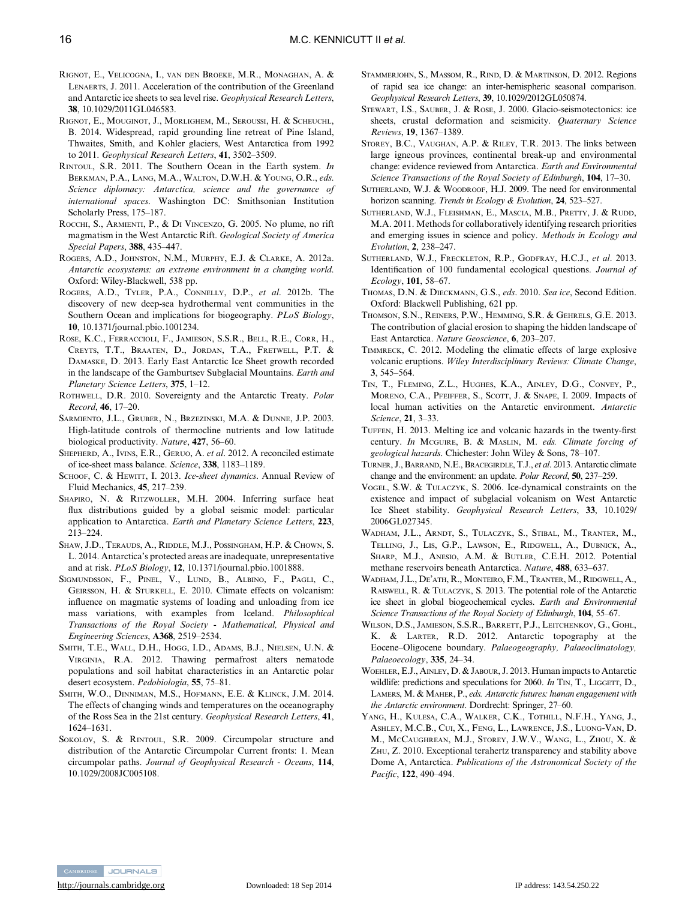Rignot, E., Velicogna, I., van den Broeke, M.R., Monaghan, A. & Lenaerts, J. 2011. Acceleration of the contribution of the Greenland and Antarctic ice sheets to sea level rise. *Geophysical Research Letters*, **38**, 10.1029/2011GL046583.

Rignot, E., Mouginot, J., Morlighem, M., Seroussi, H. & Scheuchl, B. 2014. Widespread, rapid grounding line retreat of Pine Island, Thwaites, Smith, and Kohler glaciers, West Antarctica from 1992 to 2011. *Geophysical Research Letters*, **41**, 3502–3509.

Rintoul, S.R. 2011. The Southern Ocean in the Earth system. *In* Berkman, P.A., Lang, M.A., Walton, D.W.H. & Young, O.R., *eds. Science diplomacy: Antarctica, science and the governance of international spaces.* Washington DC: Smithsonian Institution Scholarly Press, 175–187.

Rocchi, S., Armienti, P., & Di Vincenzo, G. 2005. No plume, no rift magmatism in the West Antarctic Rift. *Geological Society of America Special Papers*, **388**, 435–447.

Rogers, A.D., Johnston, N.M., Murphy, E.J. & Clarke, A. 2012a. *Antarctic ecosystems: an extreme environment in a changing world.* Oxford: Wiley-Blackwell, 538 pp.

Rogers, A.D., Tyler, P.A., Connelly, D.P., *et al.* 2012b. The discovery of new deep-sea hydrothermal vent communities in the Southern Ocean and implications for biogeography. *PLoS Biology*, **10**, 10.1371/journal.pbio.1001234.

Rose, K.C., Ferraccioli, F., Jamieson, S.S.R., Bell, R.E., Corr, H., Creyts, T.T., Braaten, D., Jordan, T.A., Fretwell, P.T. & Damaske, D. 2013. Early East Antarctic Ice Sheet growth recorded in the landscape of the Gamburtsev Subglacial Mountains. *Earth and Planetary Science Letters*, **375**, 1–12.

Rothwell, D.R. 2010. Sovereignty and the Antarctic Treaty. *Polar Record*, **46**, 17–20.

Sarmiento, J.L., Gruber, N., Brzezinski, M.A. & Dunne, J.P. 2003. High-latitude controls of thermocline nutrients and low latitude biological productivity. *Nature*, **427**, 56–60.

Shepherd, A., Ivins, E.R., Geruo, A. *et al.* 2012. A reconciled estimate of ice-sheet mass balance. *Science*, **338**, 1183–1189.

Schoof, C. & Hewitt, I. 2013. *Ice-sheet dynamics*. Annual Review of Fluid Mechanics, **45**, 217–239.

Shapiro, N. & Ritzwoller, M.H. 2004. Inferring surface heat flux distributions guided by a global seismic model: particular application to Antarctica. *Earth and Planetary Science Letters*, **223**, 213–224.

Shaw, J.D., Terauds, A., Riddle, M.J., Possingham, H.P. & Chown, S. L. 2014. Antarctica's protected areas are inadequate, unrepresentative and at risk. *PLoS Biology*, **12**, 10.1371/journal.pbio.1001888.

Sigmundsson, F., Pinel, V., Lund, B., Albino, F., Pagli, C., Geirsson, H. & Sturkell, E. 2010. Climate effects on volcanism: influence on magmatic systems of loading and unloading from ice mass variations, with examples from Iceland. *Philosophical Transactions of the Royal Society - Mathematical, Physical and Engineering Sciences*, **A368**, 2519–2534.

Smith, T.E., Wall, D.H., Hogg, I.D., Adams, B.J., Nielsen, U.N. & Virginia, R.A. 2012. Thawing permafrost alters nematode populations and soil habitat characteristics in an Antarctic polar desert ecosystem. *Pedobiologia*, **55**, 75–81.

Smith, W.O., Dinniman, M.S., Hofmann, E.E. & Klinck, J.M. 2014. The effects of changing winds and temperatures on the oceanography of the Ross Sea in the 21st century. *Geophysical Research Letters*, **41**, 1624–1631.

Sokolov, S. & Rintoul, S.R. 2009. Circumpolar structure and distribution of the Antarctic Circumpolar Current fronts: 1. Mean circumpolar paths. *Journal of Geophysical Research - Oceans*, **114**, 10.1029/2008JC005108.

Stammerjohn, S., Massom, R., Rind, D. & Martinson, D. 2012. Regions of rapid sea ice change: an inter-hemispheric seasonal comparison. *Geophysical Research Letters*, **39**, 10.1029/2012GL050874.

Stewart, I.S., Sauber, J. & Rose, J. 2000. Glacio-seismotectonics: ice sheets, crustal deformation and seismicity. *Quaternary Science Reviews*, **19**, 1367–1389.

Storey, B.C., Vaughan, A.P. & Riley, T.R. 2013. The links between large igneous provinces, continental break-up and environmental change: evidence reviewed from Antarctica. *Earth and Environmental Science Transactions of the Royal Society of Edinburgh*, **104**, 17–30.

Sutherland, W.J. & Woodroof, H.J. 2009. The need for environmental horizon scanning. *Trends in Ecology & Evolution*, **24**, 523–527.

Sutherland, W.J., Fleishman, E., Mascia, M.B., Pretty, J. & Rudd, M.A. 2011. Methods for collaboratively identifying research priorities and emerging issues in science and policy. *Methods in Ecology and Evolution*, **2**, 238–247.

Sutherland, W.J., Freckleton, R.P., Godfray, H.C.J., *et al.* 2013. Identification of 100 fundamental ecological questions. *Journal of Ecology*, **101**, 58–67.

Thomas, D.N. & Dieckmann, G.S., *eds*. 2010. *Sea ice*, Second Edition. Oxford: Blackwell Publishing, 621 pp.

Thomson, S.N., Reiners, P.W., Hemming, S.R. & Gehrels, G.E. 2013. The contribution of glacial erosion to shaping the hidden landscape of East Antarctica. *Nature Geoscience*, **6**, 203–207.

Timmreck, C. 2012. Modeling the climatic effects of large explosive volcanic eruptions. *Wiley Interdisciplinary Reviews: Climate Change*, **3**, 545–564.

Tin, T., Fleming, Z.L., Hughes, K.A., Ainley, D.G., Convey, P., Moreno, C.A., Pfeiffer, S., Scott, J. & Snape, I. 2009. Impacts of local human activities on the Antarctic environment. *Antarctic Science*, **21**, 3–33.

Tuffen, H. 2013. Melting ice and volcanic hazards in the twenty-first century. *In* Mcguire, B. & Maslin, M. *eds. Climate forcing of geological hazards*. Chichester: John Wiley & Sons, 78–107.

Turner, J., Barrand, N.E., Bracegirdle, T.J., *et al.* 2013. Antarctic climate change and the environment: an update. *Polar Record*, **50**, 237–259.

Vogel, S.W. & Tulaczyk, S. 2006. Ice-dynamical constraints on the existence and impact of subglacial volcanism on West Antarctic Ice Sheet stability. *Geophysical Research Letters*, **33**, 10.1029/2006GL027345.

Wadham, J.L., Arndt, S., Tulaczyk, S., Stibal, M., Tranter, M., Telling, J., Lis, G.P., Lawson, E., Ridgwell, A., Dubnick, A., Sharp, M.J., Anesio, A.M. & Butler, C.E.H. 2012. Potential methane reservoirs beneath Antarctica. *Nature*, **488**, 633–637.

Wadham, J.L., De'ath, R., Monteiro, F.M., Tranter, M., Ridgwell, A., Raiswell, R. & Tulaczyk, S. 2013. The potential role of the Antarctic ice sheet in global biogeochemical cycles. *Earth and Environmental Science Transactions of the Royal Society of Edinburgh*, **104**, 55–67.

Wilson, D.S., Jamieson, S.S.R., Barrett, P.J., Leitchenkov, G., Gohl, K. & Larter, R.D. 2012. Antarctic topography at the Eocene–Oligocene boundary. *Palaeogeography, Palaeoclimatology, Palaeoecology*, **335**, 24–34.

Woehler, E.J., Ainley, D. & Jabour, J. 2013. Human impacts to Antarctic wildlife: predictions and speculations for 2060. *In* Tin, T., Liggett, D., Lamers, M. & Maher, P., *eds. Antarctic futures: human engagement with the Antarctic environment*. Dordrecht: Springer, 27–60.

Yang, H., Kulesa, C.A., Walker, C.K., Tothill, N.F.H., Yang, J., Ashley, M.C.B., Cui, X., Feng, L., Lawrence, J.S., Luong-Van, D. M., McCaughrean, M.J., Storey, J.W.V., Wang, L., Zhou, X. & Zhu, Z. 2010. Exceptional terahertz transparency and stability above Dome A, Antarctica. *Publications of the Astronomical Society of the Pacific*, **122**, 490–494.